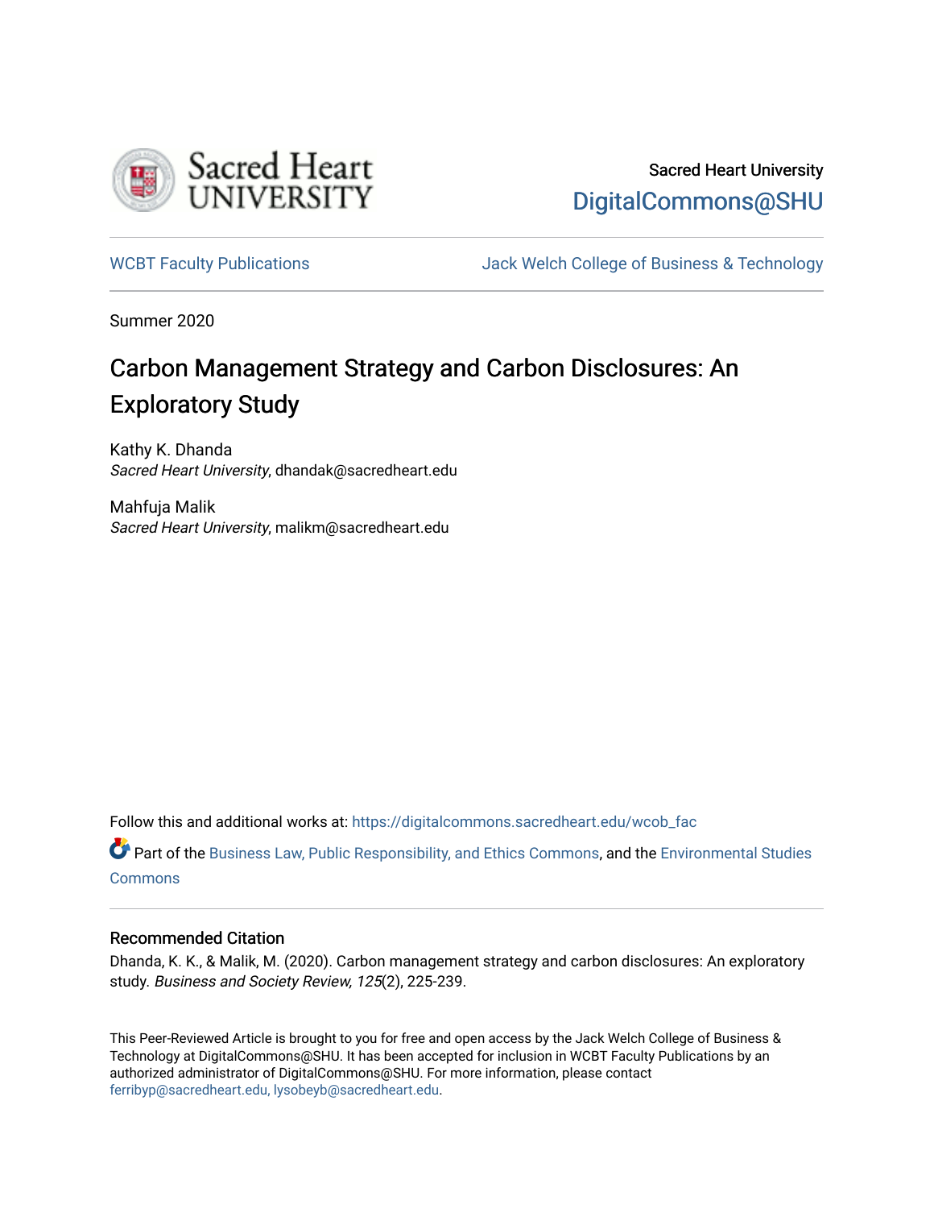Sacred Heart University

DigitalCommons@SHU

WCBT Faculty Publications

Jack Welch College of Business & Technology

Summer 2020

# Carbon Management Strategy and Carbon Disclosures: An Exploratory Study

Kathy K. Dhanda
*Sacred Heart University*, dhandak@sacredheart.edu

Mahfuja Malik
*Sacred Heart University*, malikm@sacredheart.edu

Follow this and additional works at: https://digitalcommons.sacredheart.edu/wcob_fac

Part of the Business Law, Public Responsibility, and Ethics Commons, and the Environmental Studies Commons

## Recommended Citation

Dhanda, K. K., & Malik, M. (2020). Carbon management strategy and carbon disclosures: An exploratory study. *Business and Society Review, 125*(2), 225-239.

This Peer-Reviewed Article is brought to you for free and open access by the Jack Welch College of Business & Technology at DigitalCommons@SHU. It has been accepted for inclusion in WCBT Faculty Publications by an authorized administrator of DigitalCommons@SHU. For more information, please contact ferribyp@sacredheart.edu, lysobeyb@sacredheart.edu.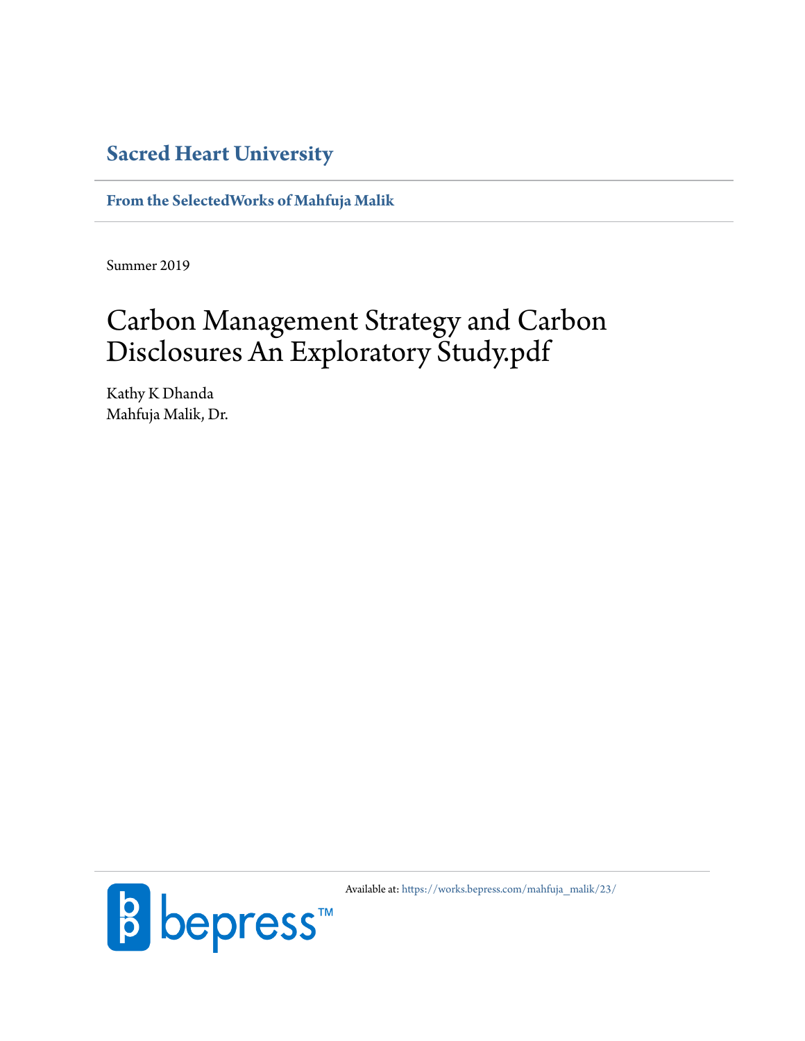# Sacred Heart University

**From the SelectedWorks of Mahfuja Malik**

Summer 2019

# Carbon Management Strategy and Carbon Disclosures An Exploratory Study.pdf

Kathy K Dhanda
Mahfuja Malik, Dr.

Available at: https://works.bepress.com/mahfuja_malik/23/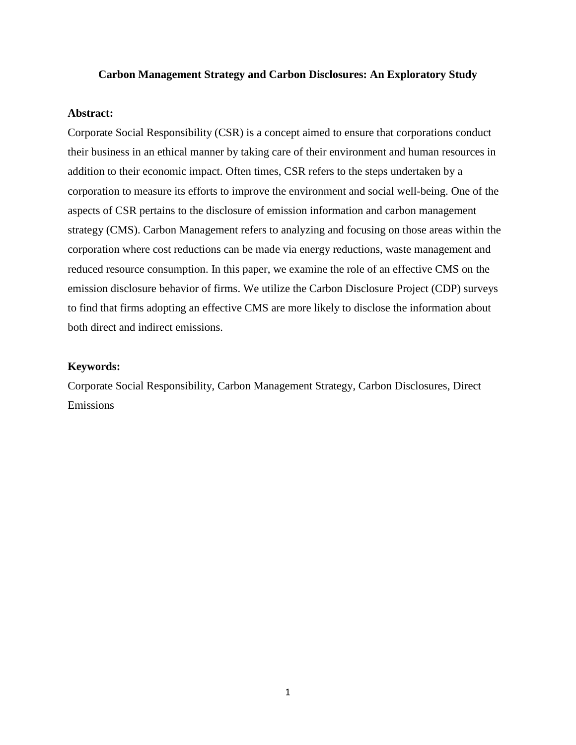# Carbon Management Strategy and Carbon Disclosures: An Exploratory Study

**Abstract:**

Corporate Social Responsibility (CSR) is a concept aimed to ensure that corporations conduct their business in an ethical manner by taking care of their environment and human resources in addition to their economic impact. Often times, CSR refers to the steps undertaken by a corporation to measure its efforts to improve the environment and social well-being. One of the aspects of CSR pertains to the disclosure of emission information and carbon management strategy (CMS). Carbon Management refers to analyzing and focusing on those areas within the corporation where cost reductions can be made via energy reductions, waste management and reduced resource consumption. In this paper, we examine the role of an effective CMS on the emission disclosure behavior of firms. We utilize the Carbon Disclosure Project (CDP) surveys to find that firms adopting an effective CMS are more likely to disclose the information about both direct and indirect emissions.

**Keywords:**

Corporate Social Responsibility, Carbon Management Strategy, Carbon Disclosures, Direct Emissions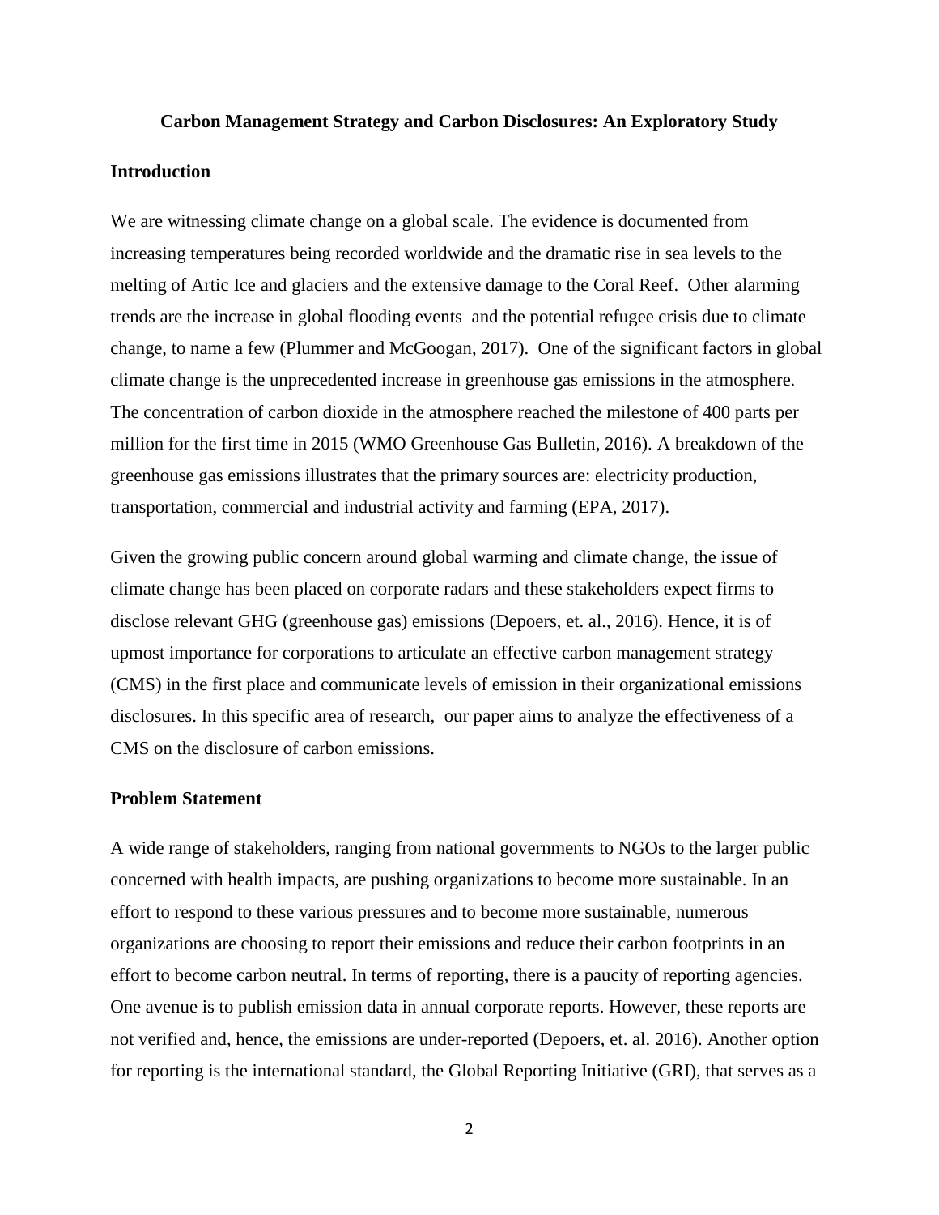**Carbon Management Strategy and Carbon Disclosures: An Exploratory Study**

**Introduction**

We are witnessing climate change on a global scale. The evidence is documented from increasing temperatures being recorded worldwide and the dramatic rise in sea levels to the melting of Artic Ice and glaciers and the extensive damage to the Coral Reef. Other alarming trends are the increase in global flooding events and the potential refugee crisis due to climate change, to name a few (Plummer and McGoogan, 2017). One of the significant factors in global climate change is the unprecedented increase in greenhouse gas emissions in the atmosphere. The concentration of carbon dioxide in the atmosphere reached the milestone of 400 parts per million for the first time in 2015 (WMO Greenhouse Gas Bulletin, 2016). A breakdown of the greenhouse gas emissions illustrates that the primary sources are: electricity production, transportation, commercial and industrial activity and farming (EPA, 2017).

Given the growing public concern around global warming and climate change, the issue of climate change has been placed on corporate radars and these stakeholders expect firms to disclose relevant GHG (greenhouse gas) emissions (Depoers, et. al., 2016). Hence, it is of upmost importance for corporations to articulate an effective carbon management strategy (CMS) in the first place and communicate levels of emission in their organizational emissions disclosures. In this specific area of research, our paper aims to analyze the effectiveness of a CMS on the disclosure of carbon emissions.

**Problem Statement**

A wide range of stakeholders, ranging from national governments to NGOs to the larger public concerned with health impacts, are pushing organizations to become more sustainable. In an effort to respond to these various pressures and to become more sustainable, numerous organizations are choosing to report their emissions and reduce their carbon footprints in an effort to become carbon neutral. In terms of reporting, there is a paucity of reporting agencies. One avenue is to publish emission data in annual corporate reports. However, these reports are not verified and, hence, the emissions are under-reported (Depoers, et. al. 2016). Another option for reporting is the international standard, the Global Reporting Initiative (GRI), that serves as a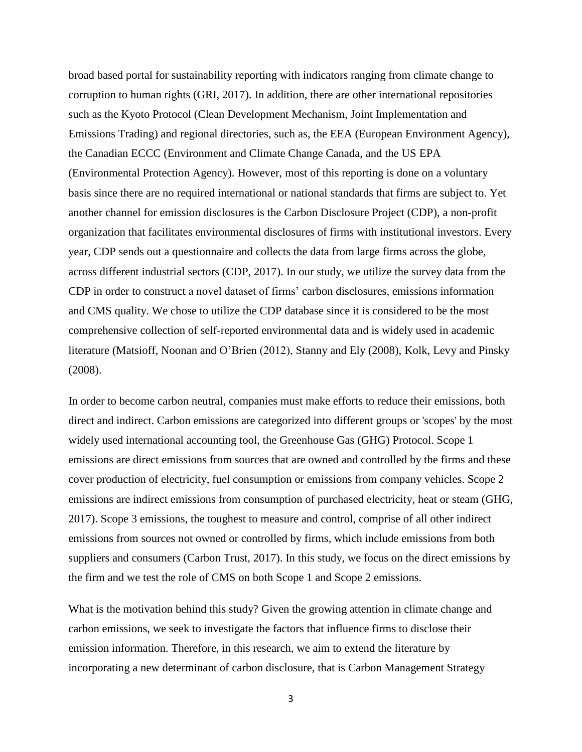broad based portal for sustainability reporting with indicators ranging from climate change to corruption to human rights (GRI, 2017). In addition, there are other international repositories such as the Kyoto Protocol (Clean Development Mechanism, Joint Implementation and Emissions Trading) and regional directories, such as, the EEA (European Environment Agency), the Canadian ECCC (Environment and Climate Change Canada, and the US EPA (Environmental Protection Agency). However, most of this reporting is done on a voluntary basis since there are no required international or national standards that firms are subject to. Yet another channel for emission disclosures is the Carbon Disclosure Project (CDP), a non-profit organization that facilitates environmental disclosures of firms with institutional investors. Every year, CDP sends out a questionnaire and collects the data from large firms across the globe, across different industrial sectors (CDP, 2017). In our study, we utilize the survey data from the CDP in order to construct a novel dataset of firms' carbon disclosures, emissions information and CMS quality. We chose to utilize the CDP database since it is considered to be the most comprehensive collection of self-reported environmental data and is widely used in academic literature (Matsioff, Noonan and O'Brien (2012), Stanny and Ely (2008), Kolk, Levy and Pinsky (2008).

In order to become carbon neutral, companies must make efforts to reduce their emissions, both direct and indirect. Carbon emissions are categorized into different groups or 'scopes' by the most widely used international accounting tool, the Greenhouse Gas (GHG) Protocol. Scope 1 emissions are direct emissions from sources that are owned and controlled by the firms and these cover production of electricity, fuel consumption or emissions from company vehicles. Scope 2 emissions are indirect emissions from consumption of purchased electricity, heat or steam (GHG, 2017). Scope 3 emissions, the toughest to measure and control, comprise of all other indirect emissions from sources not owned or controlled by firms, which include emissions from both suppliers and consumers (Carbon Trust, 2017). In this study, we focus on the direct emissions by the firm and we test the role of CMS on both Scope 1 and Scope 2 emissions.

What is the motivation behind this study? Given the growing attention in climate change and carbon emissions, we seek to investigate the factors that influence firms to disclose their emission information. Therefore, in this research, we aim to extend the literature by incorporating a new determinant of carbon disclosure, that is Carbon Management Strategy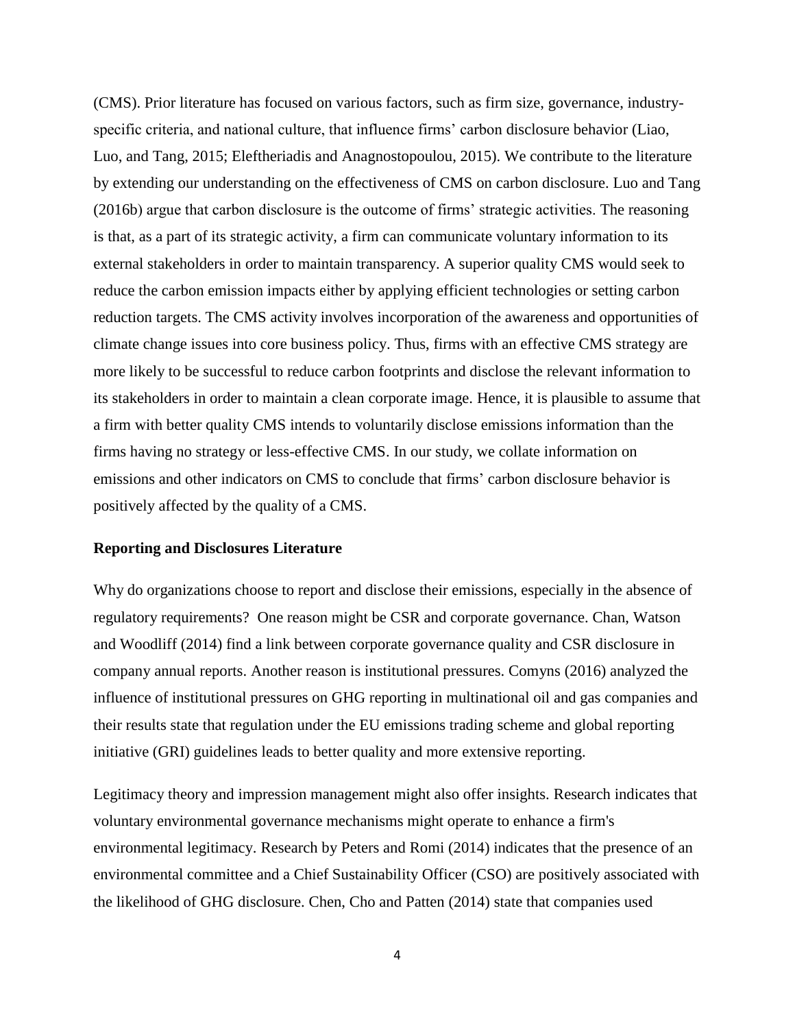(CMS). Prior literature has focused on various factors, such as firm size, governance, industry-specific criteria, and national culture, that influence firms' carbon disclosure behavior (Liao, Luo, and Tang, 2015; Eleftheriadis and Anagnostopoulou, 2015). We contribute to the literature by extending our understanding on the effectiveness of CMS on carbon disclosure. Luo and Tang (2016b) argue that carbon disclosure is the outcome of firms' strategic activities. The reasoning is that, as a part of its strategic activity, a firm can communicate voluntary information to its external stakeholders in order to maintain transparency. A superior quality CMS would seek to reduce the carbon emission impacts either by applying efficient technologies or setting carbon reduction targets. The CMS activity involves incorporation of the awareness and opportunities of climate change issues into core business policy. Thus, firms with an effective CMS strategy are more likely to be successful to reduce carbon footprints and disclose the relevant information to its stakeholders in order to maintain a clean corporate image. Hence, it is plausible to assume that a firm with better quality CMS intends to voluntarily disclose emissions information than the firms having no strategy or less-effective CMS. In our study, we collate information on emissions and other indicators on CMS to conclude that firms' carbon disclosure behavior is positively affected by the quality of a CMS.

**Reporting and Disclosures Literature**

Why do organizations choose to report and disclose their emissions, especially in the absence of regulatory requirements? One reason might be CSR and corporate governance. Chan, Watson and Woodliff (2014) find a link between corporate governance quality and CSR disclosure in company annual reports. Another reason is institutional pressures. Comyns (2016) analyzed the influence of institutional pressures on GHG reporting in multinational oil and gas companies and their results state that regulation under the EU emissions trading scheme and global reporting initiative (GRI) guidelines leads to better quality and more extensive reporting.

Legitimacy theory and impression management might also offer insights. Research indicates that voluntary environmental governance mechanisms might operate to enhance a firm's environmental legitimacy. Research by Peters and Romi (2014) indicates that the presence of an environmental committee and a Chief Sustainability Officer (CSO) are positively associated with the likelihood of GHG disclosure. Chen, Cho and Patten (2014) state that companies used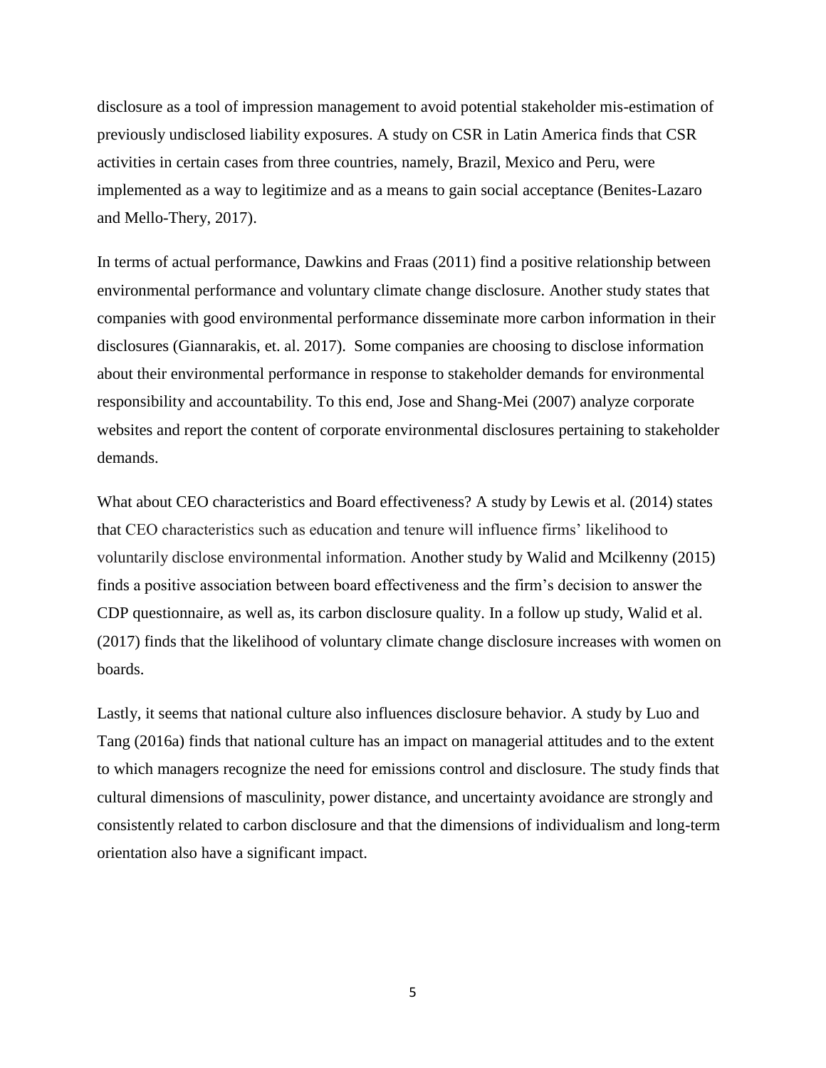disclosure as a tool of impression management to avoid potential stakeholder mis-estimation of previously undisclosed liability exposures. A study on CSR in Latin America finds that CSR activities in certain cases from three countries, namely, Brazil, Mexico and Peru, were implemented as a way to legitimize and as a means to gain social acceptance (Benites-Lazaro and Mello-Thery, 2017).

In terms of actual performance, Dawkins and Fraas (2011) find a positive relationship between environmental performance and voluntary climate change disclosure. Another study states that companies with good environmental performance disseminate more carbon information in their disclosures (Giannarakis, et. al. 2017). Some companies are choosing to disclose information about their environmental performance in response to stakeholder demands for environmental responsibility and accountability. To this end, Jose and Shang-Mei (2007) analyze corporate websites and report the content of corporate environmental disclosures pertaining to stakeholder demands.

What about CEO characteristics and Board effectiveness? A study by Lewis et al. (2014) states that CEO characteristics such as education and tenure will influence firms' likelihood to voluntarily disclose environmental information. Another study by Walid and Mcilkenny (2015) finds a positive association between board effectiveness and the firm's decision to answer the CDP questionnaire, as well as, its carbon disclosure quality. In a follow up study, Walid et al. (2017) finds that the likelihood of voluntary climate change disclosure increases with women on boards.

Lastly, it seems that national culture also influences disclosure behavior. A study by Luo and Tang (2016a) finds that national culture has an impact on managerial attitudes and to the extent to which managers recognize the need for emissions control and disclosure. The study finds that cultural dimensions of masculinity, power distance, and uncertainty avoidance are strongly and consistently related to carbon disclosure and that the dimensions of individualism and long-term orientation also have a significant impact.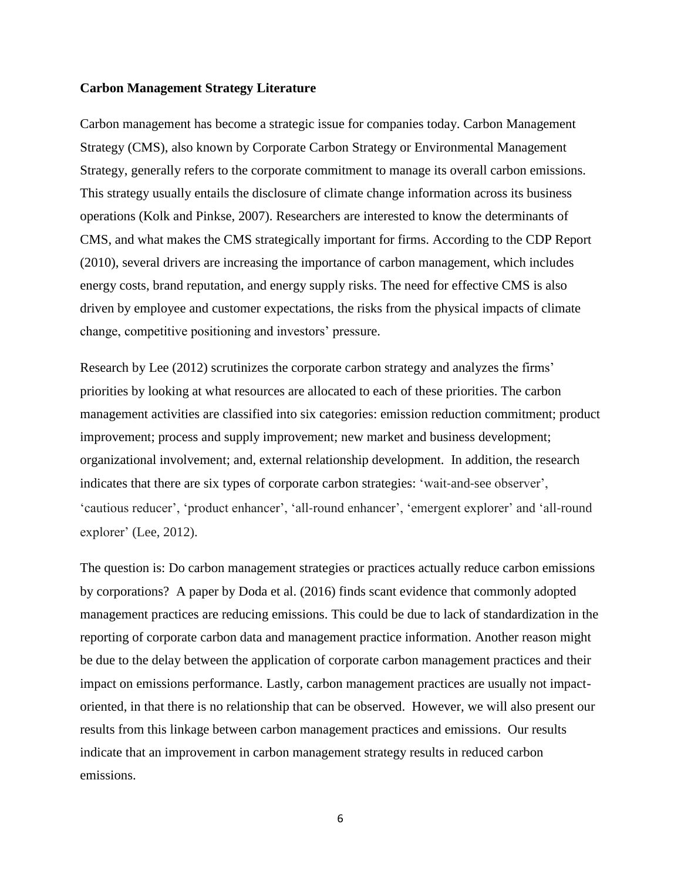**Carbon Management Strategy Literature**

Carbon management has become a strategic issue for companies today. Carbon Management Strategy (CMS), also known by Corporate Carbon Strategy or Environmental Management Strategy, generally refers to the corporate commitment to manage its overall carbon emissions. This strategy usually entails the disclosure of climate change information across its business operations (Kolk and Pinkse, 2007). Researchers are interested to know the determinants of CMS, and what makes the CMS strategically important for firms. According to the CDP Report (2010), several drivers are increasing the importance of carbon management, which includes energy costs, brand reputation, and energy supply risks. The need for effective CMS is also driven by employee and customer expectations, the risks from the physical impacts of climate change, competitive positioning and investors' pressure.

Research by Lee (2012) scrutinizes the corporate carbon strategy and analyzes the firms' priorities by looking at what resources are allocated to each of these priorities. The carbon management activities are classified into six categories: emission reduction commitment; product improvement; process and supply improvement; new market and business development; organizational involvement; and, external relationship development. In addition, the research indicates that there are six types of corporate carbon strategies: 'wait-and-see observer', 'cautious reducer', 'product enhancer', 'all-round enhancer', 'emergent explorer' and 'all-round explorer' (Lee, 2012).

The question is: Do carbon management strategies or practices actually reduce carbon emissions by corporations? A paper by Doda et al. (2016) finds scant evidence that commonly adopted management practices are reducing emissions. This could be due to lack of standardization in the reporting of corporate carbon data and management practice information. Another reason might be due to the delay between the application of corporate carbon management practices and their impact on emissions performance. Lastly, carbon management practices are usually not impact-oriented, in that there is no relationship that can be observed. However, we will also present our results from this linkage between carbon management practices and emissions. Our results indicate that an improvement in carbon management strategy results in reduced carbon emissions.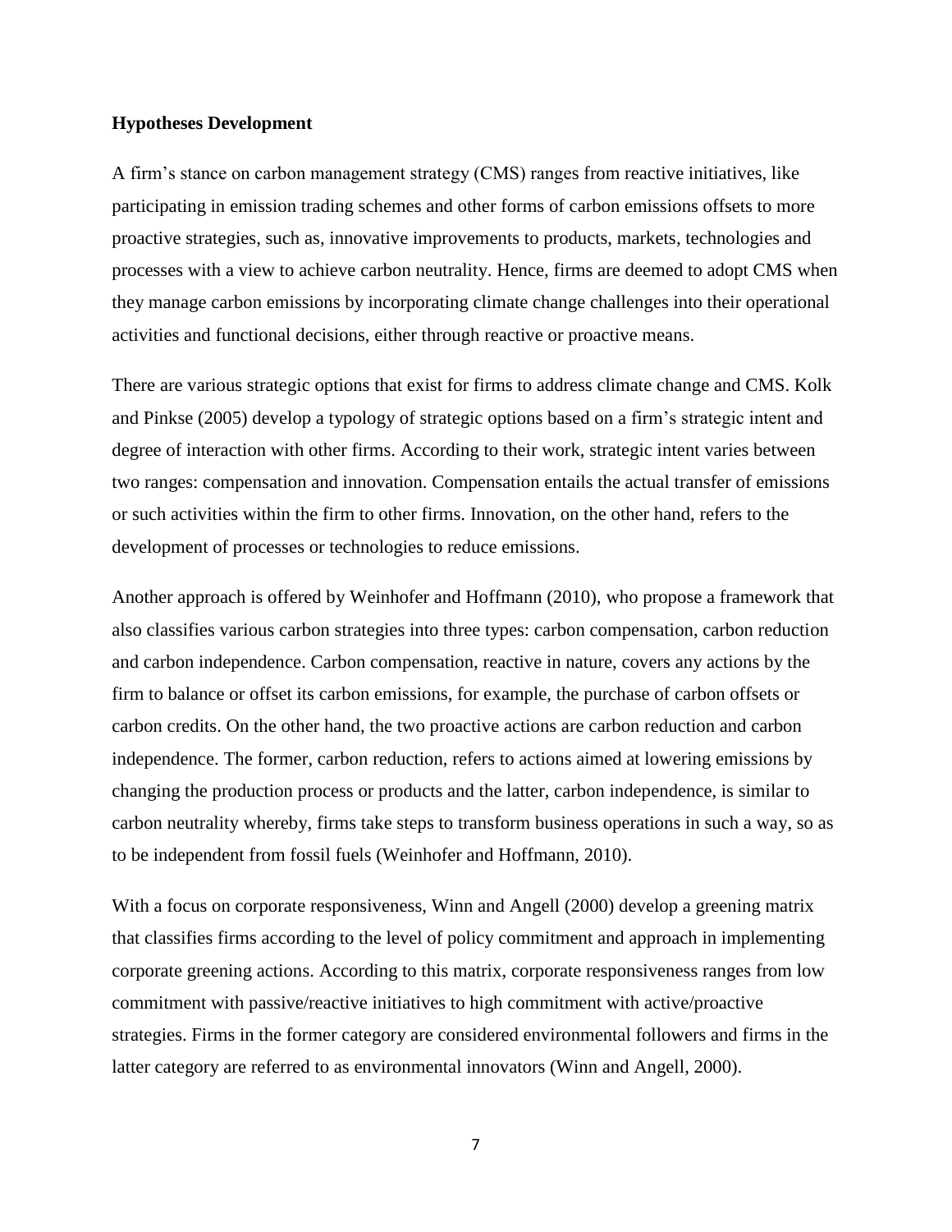**Hypotheses Development**

A firm's stance on carbon management strategy (CMS) ranges from reactive initiatives, like participating in emission trading schemes and other forms of carbon emissions offsets to more proactive strategies, such as, innovative improvements to products, markets, technologies and processes with a view to achieve carbon neutrality. Hence, firms are deemed to adopt CMS when they manage carbon emissions by incorporating climate change challenges into their operational activities and functional decisions, either through reactive or proactive means.

There are various strategic options that exist for firms to address climate change and CMS. Kolk and Pinkse (2005) develop a typology of strategic options based on a firm's strategic intent and degree of interaction with other firms. According to their work, strategic intent varies between two ranges: compensation and innovation. Compensation entails the actual transfer of emissions or such activities within the firm to other firms. Innovation, on the other hand, refers to the development of processes or technologies to reduce emissions.

Another approach is offered by Weinhofer and Hoffmann (2010), who propose a framework that also classifies various carbon strategies into three types: carbon compensation, carbon reduction and carbon independence. Carbon compensation, reactive in nature, covers any actions by the firm to balance or offset its carbon emissions, for example, the purchase of carbon offsets or carbon credits. On the other hand, the two proactive actions are carbon reduction and carbon independence. The former, carbon reduction, refers to actions aimed at lowering emissions by changing the production process or products and the latter, carbon independence, is similar to carbon neutrality whereby, firms take steps to transform business operations in such a way, so as to be independent from fossil fuels (Weinhofer and Hoffmann, 2010).

With a focus on corporate responsiveness, Winn and Angell (2000) develop a greening matrix that classifies firms according to the level of policy commitment and approach in implementing corporate greening actions. According to this matrix, corporate responsiveness ranges from low commitment with passive/reactive initiatives to high commitment with active/proactive strategies. Firms in the former category are considered environmental followers and firms in the latter category are referred to as environmental innovators (Winn and Angell, 2000).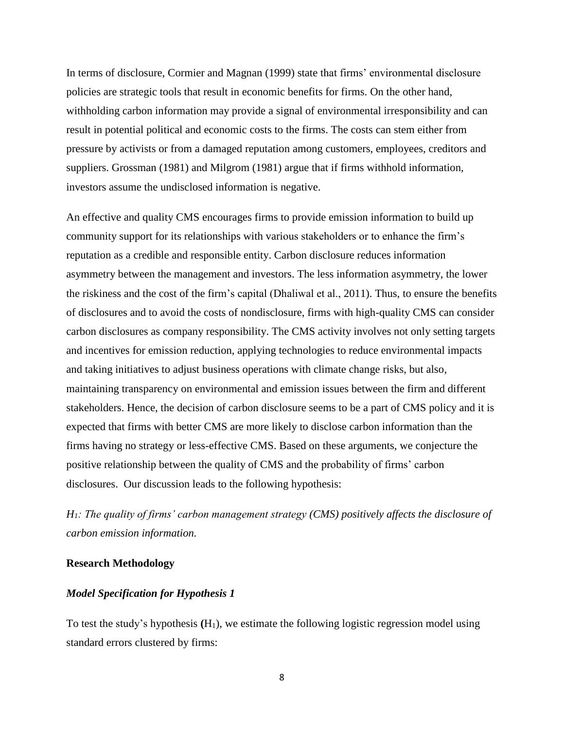In terms of disclosure, Cormier and Magnan (1999) state that firms' environmental disclosure policies are strategic tools that result in economic benefits for firms. On the other hand, withholding carbon information may provide a signal of environmental irresponsibility and can result in potential political and economic costs to the firms. The costs can stem either from pressure by activists or from a damaged reputation among customers, employees, creditors and suppliers. Grossman (1981) and Milgrom (1981) argue that if firms withhold information, investors assume the undisclosed information is negative.

An effective and quality CMS encourages firms to provide emission information to build up community support for its relationships with various stakeholders or to enhance the firm's reputation as a credible and responsible entity. Carbon disclosure reduces information asymmetry between the management and investors. The less information asymmetry, the lower the riskiness and the cost of the firm's capital (Dhaliwal et al., 2011). Thus, to ensure the benefits of disclosures and to avoid the costs of nondisclosure, firms with high-quality CMS can consider carbon disclosures as company responsibility. The CMS activity involves not only setting targets and incentives for emission reduction, applying technologies to reduce environmental impacts and taking initiatives to adjust business operations with climate change risks, but also, maintaining transparency on environmental and emission issues between the firm and different stakeholders. Hence, the decision of carbon disclosure seems to be a part of CMS policy and it is expected that firms with better CMS are more likely to disclose carbon information than the firms having no strategy or less-effective CMS. Based on these arguments, we conjecture the positive relationship between the quality of CMS and the probability of firms' carbon disclosures. Our discussion leads to the following hypothesis:

*$H_1$: The quality of firms' carbon management strategy (CMS) positively affects the disclosure of carbon emission information.*

**Research Methodology**

***Model Specification for Hypothesis 1***

To test the study's hypothesis **(**$H_1$), we estimate the following logistic regression model using standard errors clustered by firms: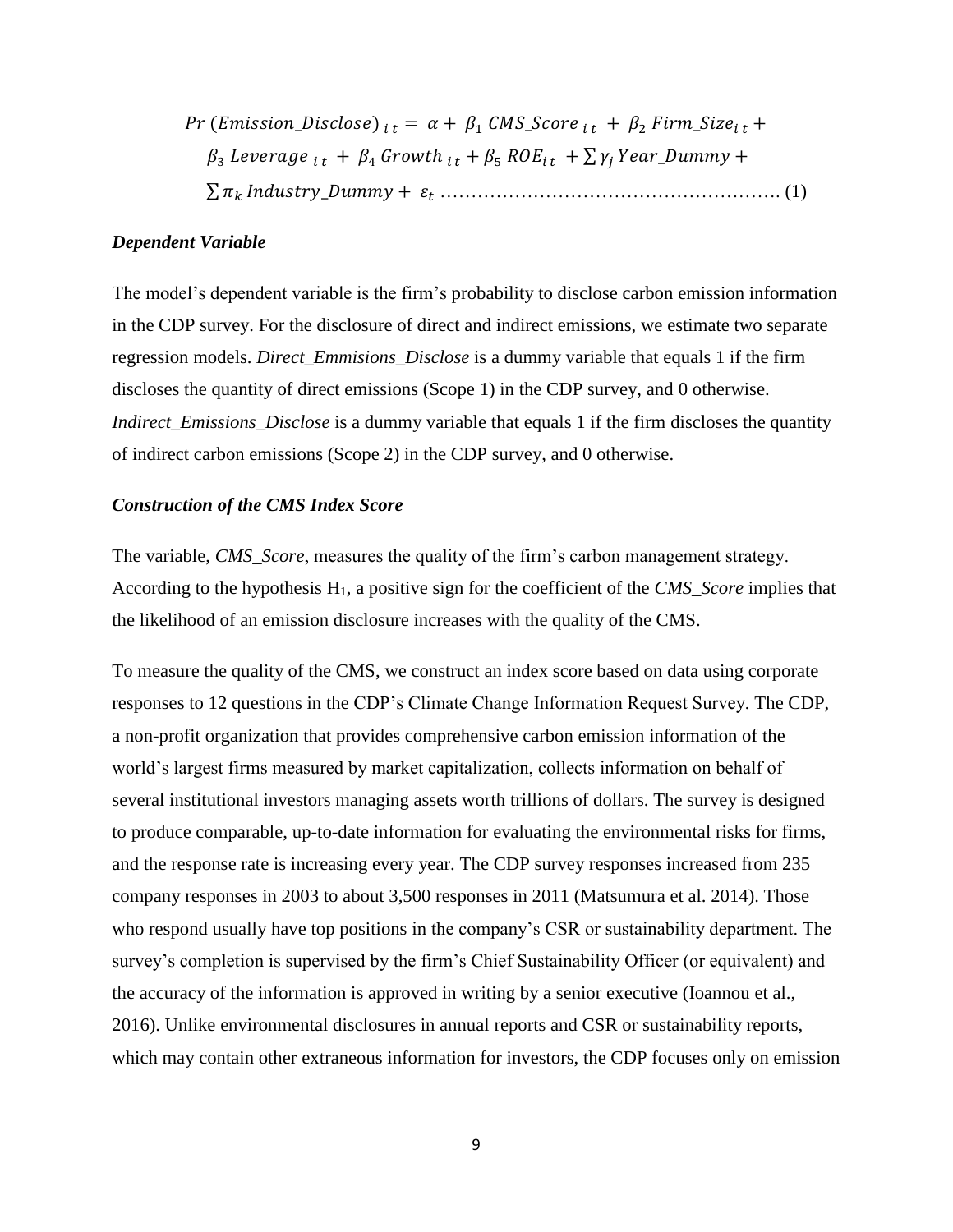$$Pr\,(Emission\_Disclose)_{i\,t} = \alpha + \beta_1\, CMS\_Score_{\,i\,t} + \beta_2\, Firm\_Size_{i\,t} + \beta_3\, Leverage_{\,i\,t} + \beta_4\, Growth_{\,i\,t} + \beta_5\, ROE_{i\,t} + \sum \gamma_j\, Year\_Dummy + \sum \pi_k\, Industry\_Dummy + \varepsilon_t \quad \ldots\ldots\ldots\ldots\ldots\ldots\ldots\ldots\ldots\ldots\ldots\ldots\ldots\ldots\ldots\ldots\ldots (1)$$

### *Dependent Variable*

The model's dependent variable is the firm's probability to disclose carbon emission information in the CDP survey. For the disclosure of direct and indirect emissions, we estimate two separate regression models. *Direct_Emmisions_Disclose* is a dummy variable that equals 1 if the firm discloses the quantity of direct emissions (Scope 1) in the CDP survey, and 0 otherwise. *Indirect_Emissions_Disclose* is a dummy variable that equals 1 if the firm discloses the quantity of indirect carbon emissions (Scope 2) in the CDP survey, and 0 otherwise.

### *Construction of the CMS Index Score*

The variable, *CMS_Score*, measures the quality of the firm's carbon management strategy. According to the hypothesis $H_1$, a positive sign for the coefficient of the *CMS_Score* implies that the likelihood of an emission disclosure increases with the quality of the CMS.

To measure the quality of the CMS, we construct an index score based on data using corporate responses to 12 questions in the CDP's Climate Change Information Request Survey. The CDP, a non-profit organization that provides comprehensive carbon emission information of the world's largest firms measured by market capitalization, collects information on behalf of several institutional investors managing assets worth trillions of dollars. The survey is designed to produce comparable, up-to-date information for evaluating the environmental risks for firms, and the response rate is increasing every year. The CDP survey responses increased from 235 company responses in 2003 to about 3,500 responses in 2011 (Matsumura et al. 2014). Those who respond usually have top positions in the company's CSR or sustainability department. The survey's completion is supervised by the firm's Chief Sustainability Officer (or equivalent) and the accuracy of the information is approved in writing by a senior executive (Ioannou et al., 2016). Unlike environmental disclosures in annual reports and CSR or sustainability reports, which may contain other extraneous information for investors, the CDP focuses only on emission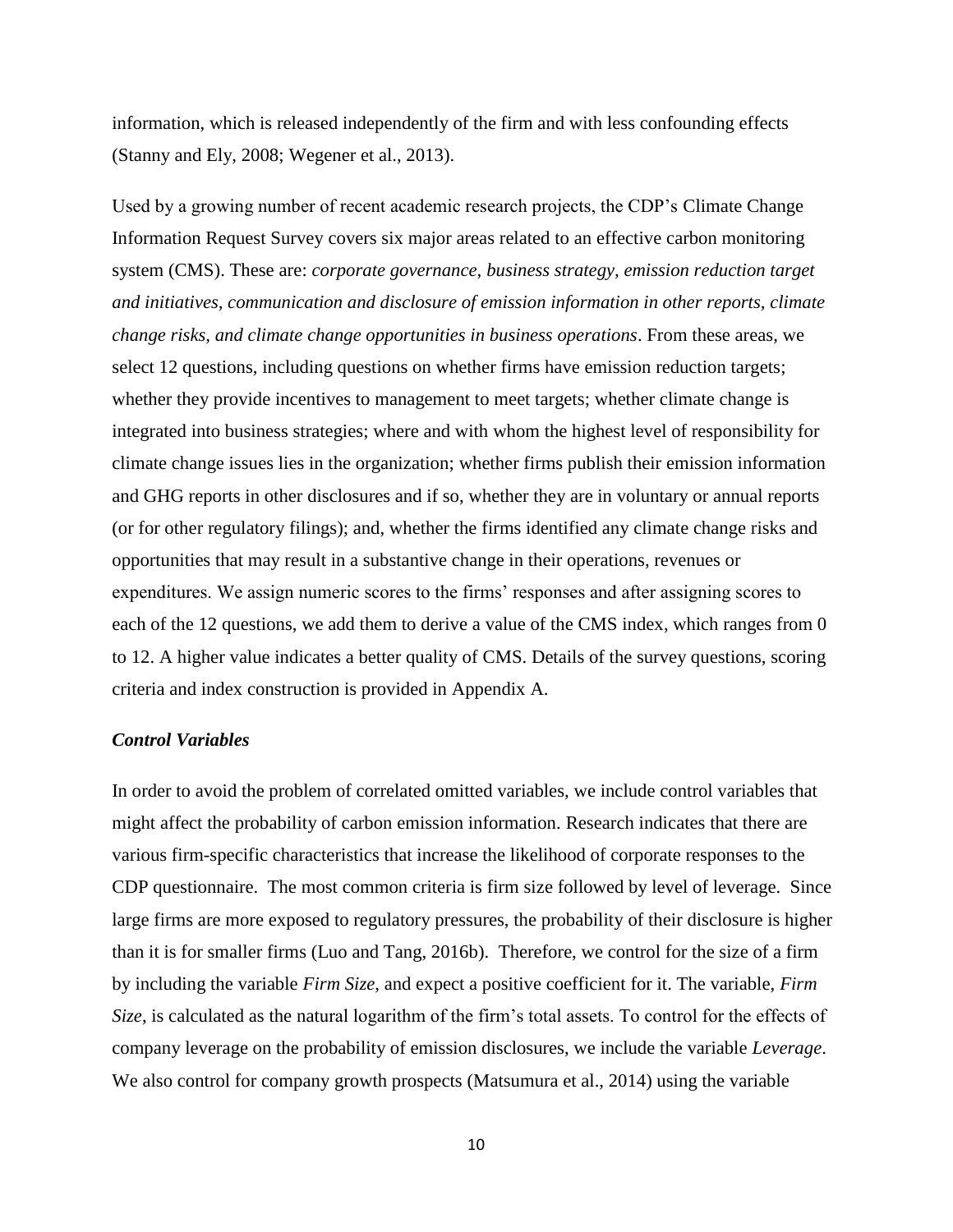information, which is released independently of the firm and with less confounding effects (Stanny and Ely, 2008; Wegener et al., 2013).

Used by a growing number of recent academic research projects, the CDP's Climate Change Information Request Survey covers six major areas related to an effective carbon monitoring system (CMS). These are: *corporate governance, business strategy, emission reduction target and initiatives, communication and disclosure of emission information in other reports, climate change risks, and climate change opportunities in business operations*. From these areas, we select 12 questions, including questions on whether firms have emission reduction targets; whether they provide incentives to management to meet targets; whether climate change is integrated into business strategies; where and with whom the highest level of responsibility for climate change issues lies in the organization; whether firms publish their emission information and GHG reports in other disclosures and if so, whether they are in voluntary or annual reports (or for other regulatory filings); and, whether the firms identified any climate change risks and opportunities that may result in a substantive change in their operations, revenues or expenditures. We assign numeric scores to the firms' responses and after assigning scores to each of the 12 questions, we add them to derive a value of the CMS index, which ranges from 0 to 12. A higher value indicates a better quality of CMS. Details of the survey questions, scoring criteria and index construction is provided in Appendix A.

### *Control Variables*

In order to avoid the problem of correlated omitted variables, we include control variables that might affect the probability of carbon emission information. Research indicates that there are various firm-specific characteristics that increase the likelihood of corporate responses to the CDP questionnaire. The most common criteria is firm size followed by level of leverage. Since large firms are more exposed to regulatory pressures, the probability of their disclosure is higher than it is for smaller firms (Luo and Tang, 2016b). Therefore, we control for the size of a firm by including the variable *Firm Size*, and expect a positive coefficient for it. The variable, *Firm Size*, is calculated as the natural logarithm of the firm's total assets. To control for the effects of company leverage on the probability of emission disclosures, we include the variable *Leverage*. We also control for company growth prospects (Matsumura et al., 2014) using the variable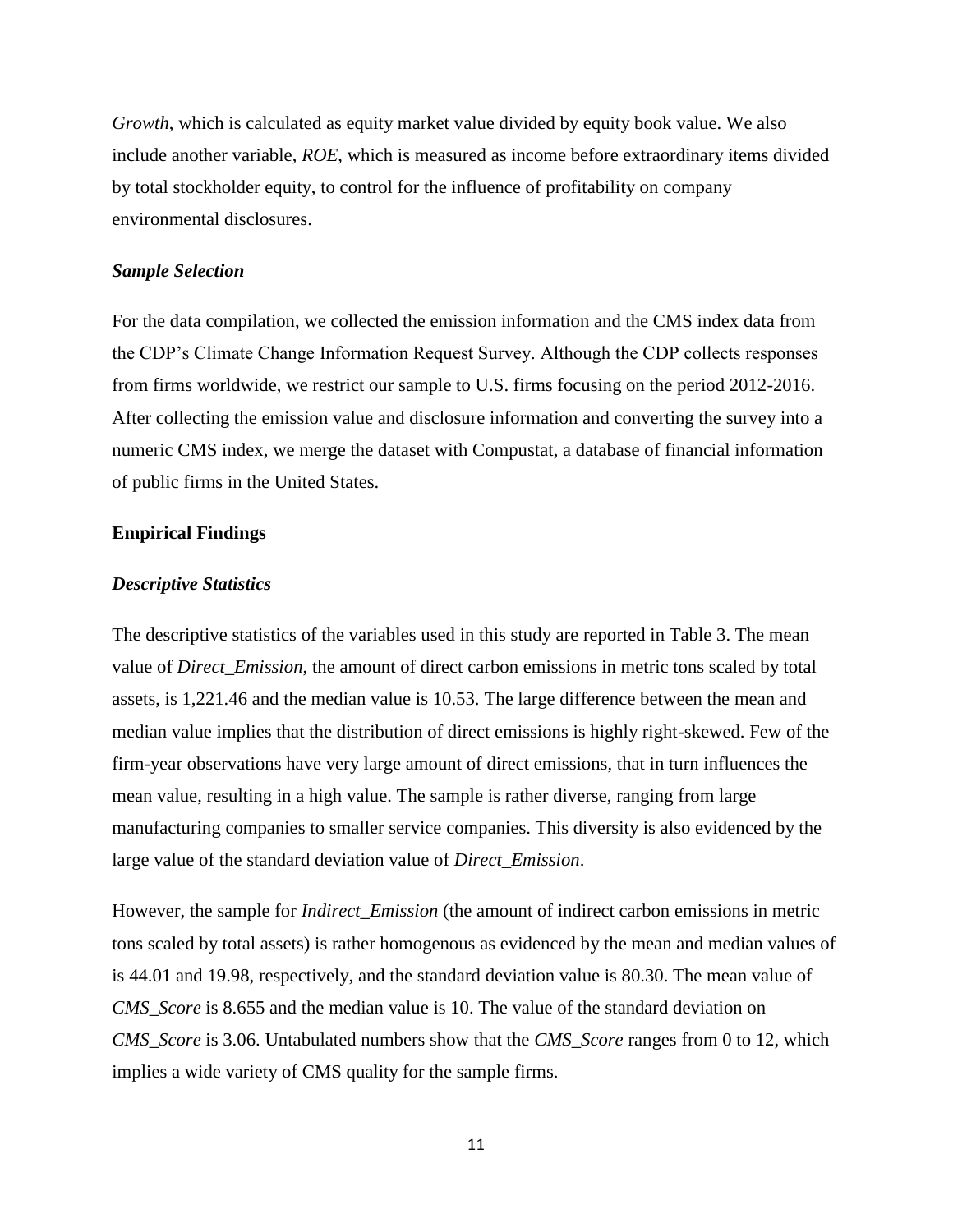*Growth*, which is calculated as equity market value divided by equity book value. We also include another variable, *ROE*, which is measured as income before extraordinary items divided by total stockholder equity, to control for the influence of profitability on company environmental disclosures.

### *Sample Selection*

For the data compilation, we collected the emission information and the CMS index data from the CDP's Climate Change Information Request Survey. Although the CDP collects responses from firms worldwide, we restrict our sample to U.S. firms focusing on the period 2012-2016. After collecting the emission value and disclosure information and converting the survey into a numeric CMS index, we merge the dataset with Compustat, a database of financial information of public firms in the United States.

## Empirical Findings

### *Descriptive Statistics*

The descriptive statistics of the variables used in this study are reported in Table 3. The mean value of *Direct_Emission*, the amount of direct carbon emissions in metric tons scaled by total assets, is 1,221.46 and the median value is 10.53. The large difference between the mean and median value implies that the distribution of direct emissions is highly right-skewed. Few of the firm-year observations have very large amount of direct emissions, that in turn influences the mean value, resulting in a high value. The sample is rather diverse, ranging from large manufacturing companies to smaller service companies. This diversity is also evidenced by the large value of the standard deviation value of *Direct_Emission*.

However, the sample for *Indirect_Emission* (the amount of indirect carbon emissions in metric tons scaled by total assets) is rather homogenous as evidenced by the mean and median values of is 44.01 and 19.98, respectively, and the standard deviation value is 80.30. The mean value of *CMS_Score* is 8.655 and the median value is 10. The value of the standard deviation on *CMS_Score* is 3.06. Untabulated numbers show that the *CMS_Score* ranges from 0 to 12, which implies a wide variety of CMS quality for the sample firms.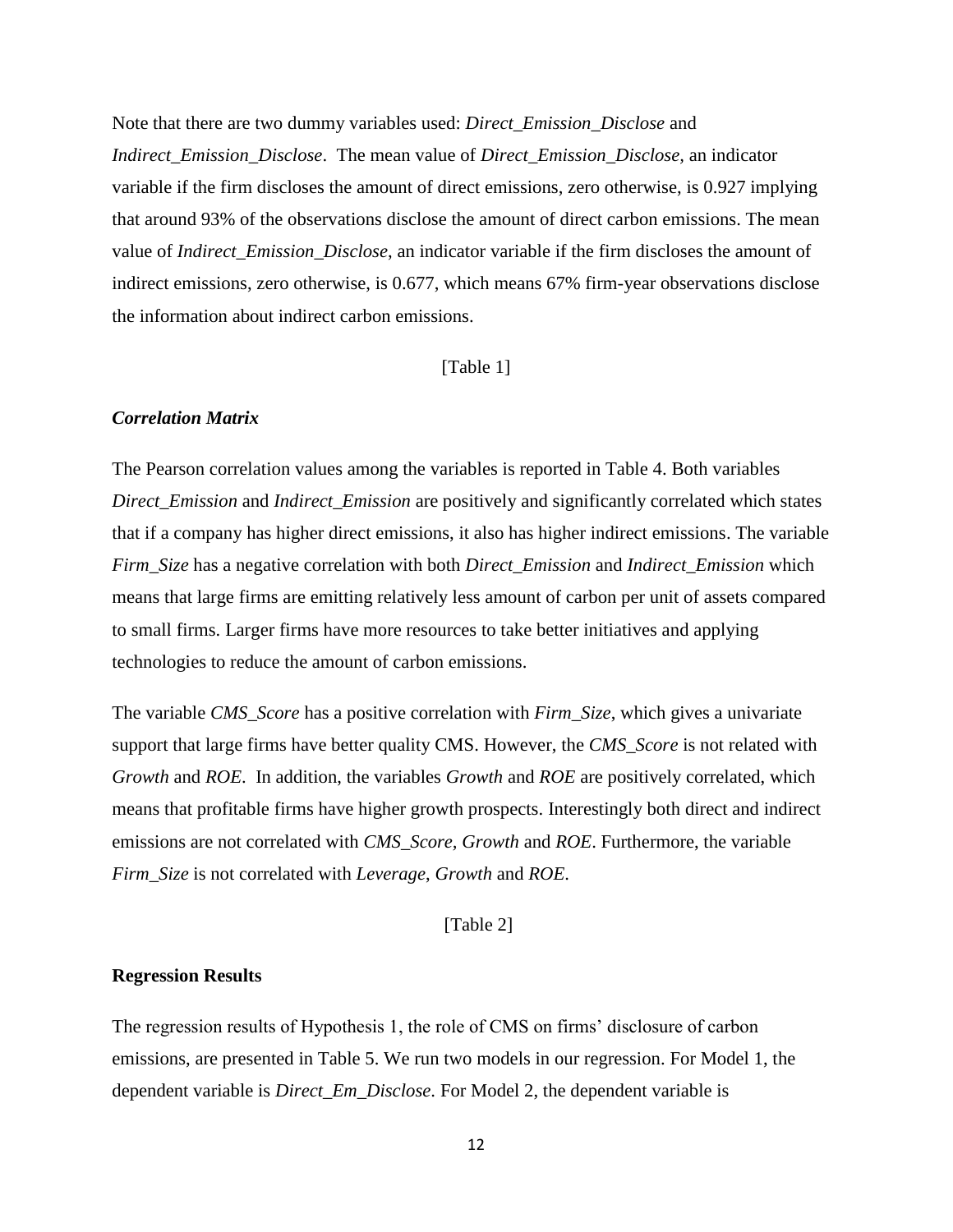Note that there are two dummy variables used: *Direct_Emission_Disclose* and *Indirect_Emission_Disclose*. The mean value of *Direct_Emission_Disclose,* an indicator variable if the firm discloses the amount of direct emissions, zero otherwise, is 0.927 implying that around 93% of the observations disclose the amount of direct carbon emissions. The mean value of *Indirect_Emission_Disclose*, an indicator variable if the firm discloses the amount of indirect emissions, zero otherwise, is 0.677, which means 67% firm-year observations disclose the information about indirect carbon emissions.

[Table 1]

### *Correlation Matrix*

The Pearson correlation values among the variables is reported in Table 4. Both variables *Direct_Emission* and *Indirect_Emission* are positively and significantly correlated which states that if a company has higher direct emissions, it also has higher indirect emissions. The variable *Firm_Size* has a negative correlation with both *Direct_Emission* and *Indirect_Emission* which means that large firms are emitting relatively less amount of carbon per unit of assets compared to small firms. Larger firms have more resources to take better initiatives and applying technologies to reduce the amount of carbon emissions.

The variable *CMS_Score* has a positive correlation with *Firm_Size*, which gives a univariate support that large firms have better quality CMS. However, the *CMS_Score* is not related with *Growth* and *ROE*. In addition, the variables *Growth* and *ROE* are positively correlated, which means that profitable firms have higher growth prospects. Interestingly both direct and indirect emissions are not correlated with *CMS_Score*, *Growth* and *ROE*. Furthermore, the variable *Firm_Size* is not correlated with *Leverage*, *Growth* and *ROE*.

[Table 2]

### **Regression Results**

The regression results of Hypothesis 1, the role of CMS on firms' disclosure of carbon emissions, are presented in Table 5. We run two models in our regression. For Model 1, the dependent variable is *Direct_Em_Disclose*. For Model 2, the dependent variable is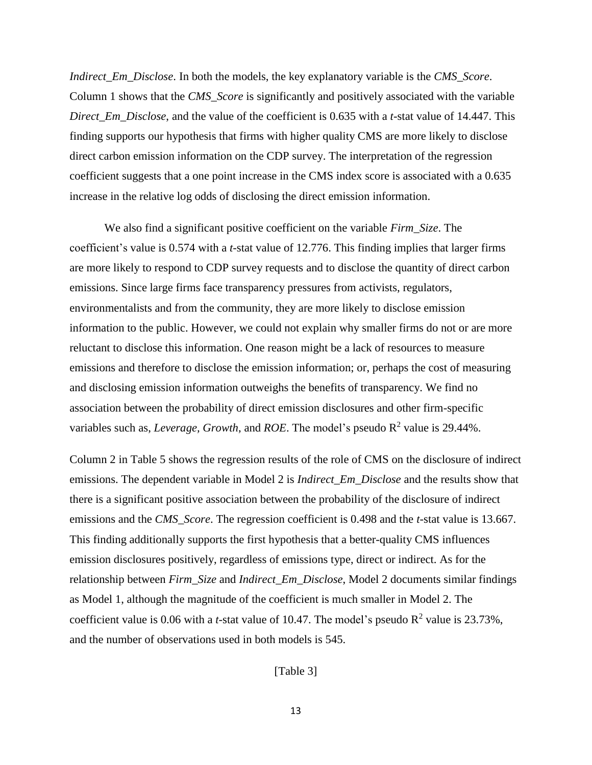*Indirect_Em_Disclose*. In both the models, the key explanatory variable is the *CMS_Score*. Column 1 shows that the *CMS_Score* is significantly and positively associated with the variable *Direct_Em_Disclose*, and the value of the coefficient is 0.635 with a *t*-stat value of 14.447. This finding supports our hypothesis that firms with higher quality CMS are more likely to disclose direct carbon emission information on the CDP survey. The interpretation of the regression coefficient suggests that a one point increase in the CMS index score is associated with a 0.635 increase in the relative log odds of disclosing the direct emission information.

We also find a significant positive coefficient on the variable *Firm_Size*. The coefficient's value is 0.574 with a *t*-stat value of 12.776. This finding implies that larger firms are more likely to respond to CDP survey requests and to disclose the quantity of direct carbon emissions. Since large firms face transparency pressures from activists, regulators, environmentalists and from the community, they are more likely to disclose emission information to the public. However, we could not explain why smaller firms do not or are more reluctant to disclose this information. One reason might be a lack of resources to measure emissions and therefore to disclose the emission information; or, perhaps the cost of measuring and disclosing emission information outweighs the benefits of transparency. We find no association between the probability of direct emission disclosures and other firm-specific variables such as, *Leverage, Growth*, and *ROE*. The model's pseudo $R^2$ value is 29.44%.

Column 2 in Table 5 shows the regression results of the role of CMS on the disclosure of indirect emissions. The dependent variable in Model 2 is *Indirect_Em_Disclose* and the results show that there is a significant positive association between the probability of the disclosure of indirect emissions and the *CMS_Score*. The regression coefficient is 0.498 and the *t*-stat value is 13.667. This finding additionally supports the first hypothesis that a better-quality CMS influences emission disclosures positively, regardless of emissions type, direct or indirect. As for the relationship between *Firm_Size* and *Indirect_Em_Disclose*, Model 2 documents similar findings as Model 1, although the magnitude of the coefficient is much smaller in Model 2. The coefficient value is 0.06 with a *t*-stat value of 10.47. The model's pseudo $R^2$ value is 23.73%, and the number of observations used in both models is 545.

[Table 3]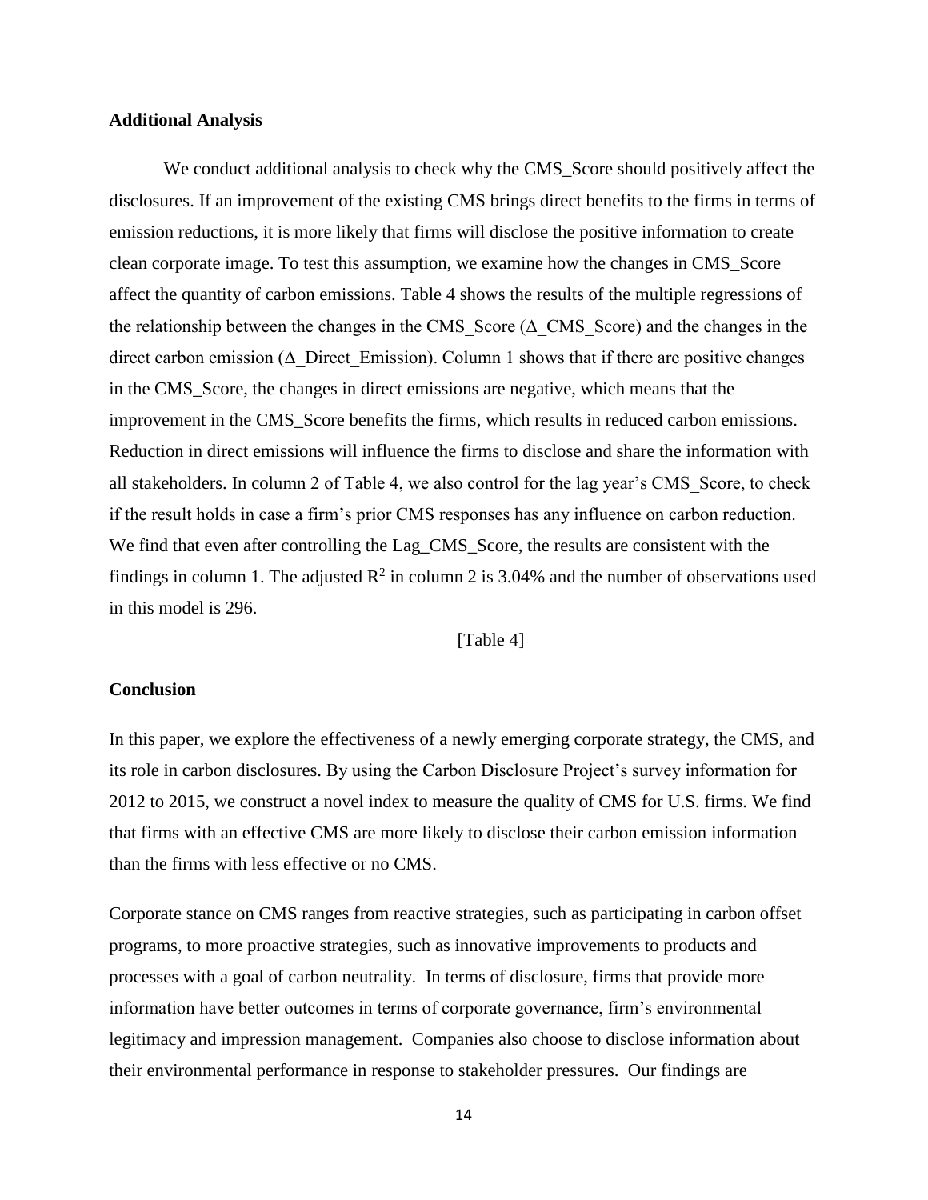## Additional Analysis

We conduct additional analysis to check why the CMS_Score should positively affect the disclosures. If an improvement of the existing CMS brings direct benefits to the firms in terms of emission reductions, it is more likely that firms will disclose the positive information to create clean corporate image. To test this assumption, we examine how the changes in CMS_Score affect the quantity of carbon emissions. Table 4 shows the results of the multiple regressions of the relationship between the changes in the CMS_Score (∆_CMS_Score) and the changes in the direct carbon emission (∆_Direct_Emission). Column 1 shows that if there are positive changes in the CMS_Score, the changes in direct emissions are negative, which means that the improvement in the CMS_Score benefits the firms, which results in reduced carbon emissions. Reduction in direct emissions will influence the firms to disclose and share the information with all stakeholders. In column 2 of Table 4, we also control for the lag year's CMS_Score, to check if the result holds in case a firm's prior CMS responses has any influence on carbon reduction. We find that even after controlling the Lag_CMS_Score, the results are consistent with the findings in column 1. The adjusted $R^2$ in column 2 is 3.04% and the number of observations used in this model is 296.

[Table 4]

## Conclusion

In this paper, we explore the effectiveness of a newly emerging corporate strategy, the CMS, and its role in carbon disclosures. By using the Carbon Disclosure Project's survey information for 2012 to 2015, we construct a novel index to measure the quality of CMS for U.S. firms. We find that firms with an effective CMS are more likely to disclose their carbon emission information than the firms with less effective or no CMS.

Corporate stance on CMS ranges from reactive strategies, such as participating in carbon offset programs, to more proactive strategies, such as innovative improvements to products and processes with a goal of carbon neutrality. In terms of disclosure, firms that provide more information have better outcomes in terms of corporate governance, firm's environmental legitimacy and impression management. Companies also choose to disclose information about their environmental performance in response to stakeholder pressures. Our findings are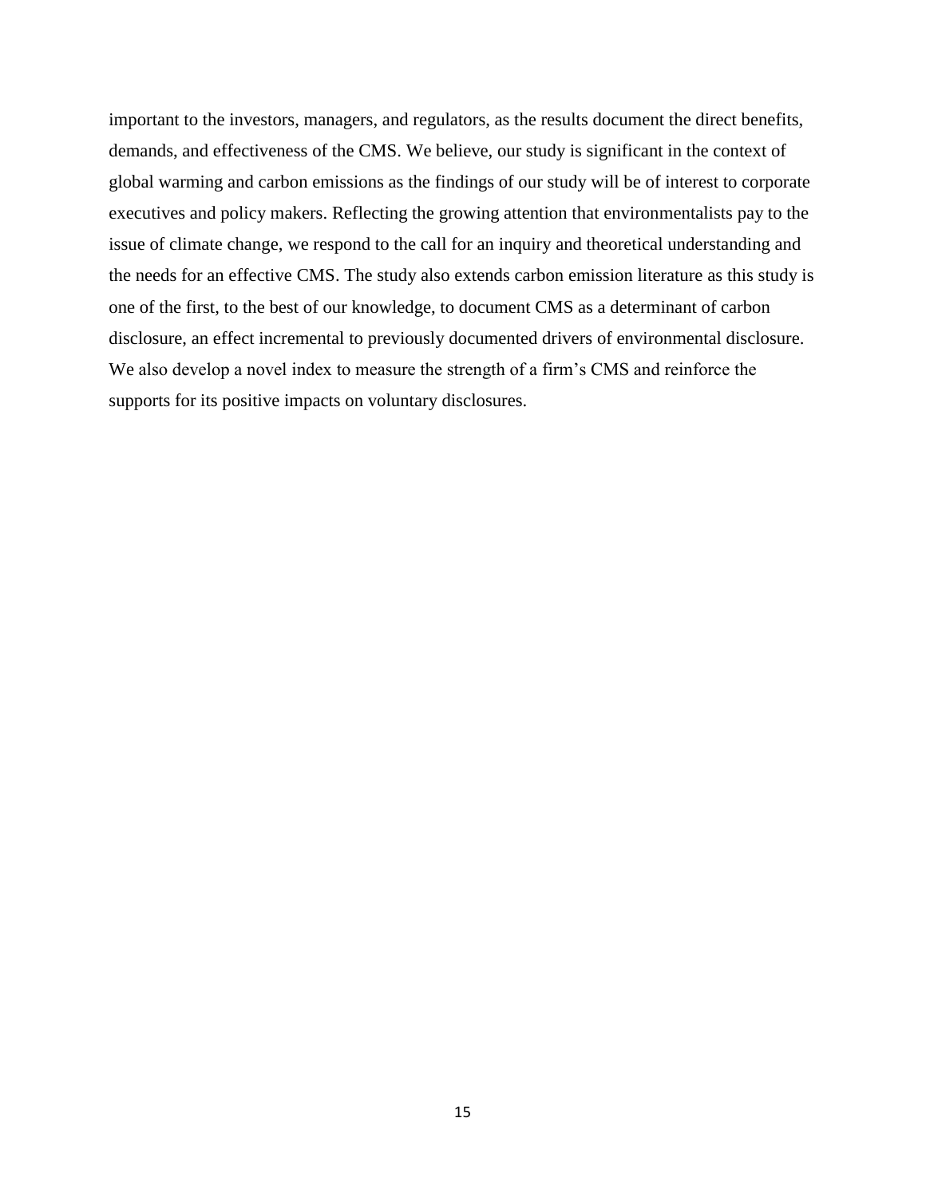important to the investors, managers, and regulators, as the results document the direct benefits, demands, and effectiveness of the CMS. We believe, our study is significant in the context of global warming and carbon emissions as the findings of our study will be of interest to corporate executives and policy makers. Reflecting the growing attention that environmentalists pay to the issue of climate change, we respond to the call for an inquiry and theoretical understanding and the needs for an effective CMS. The study also extends carbon emission literature as this study is one of the first, to the best of our knowledge, to document CMS as a determinant of carbon disclosure, an effect incremental to previously documented drivers of environmental disclosure. We also develop a novel index to measure the strength of a firm's CMS and reinforce the supports for its positive impacts on voluntary disclosures.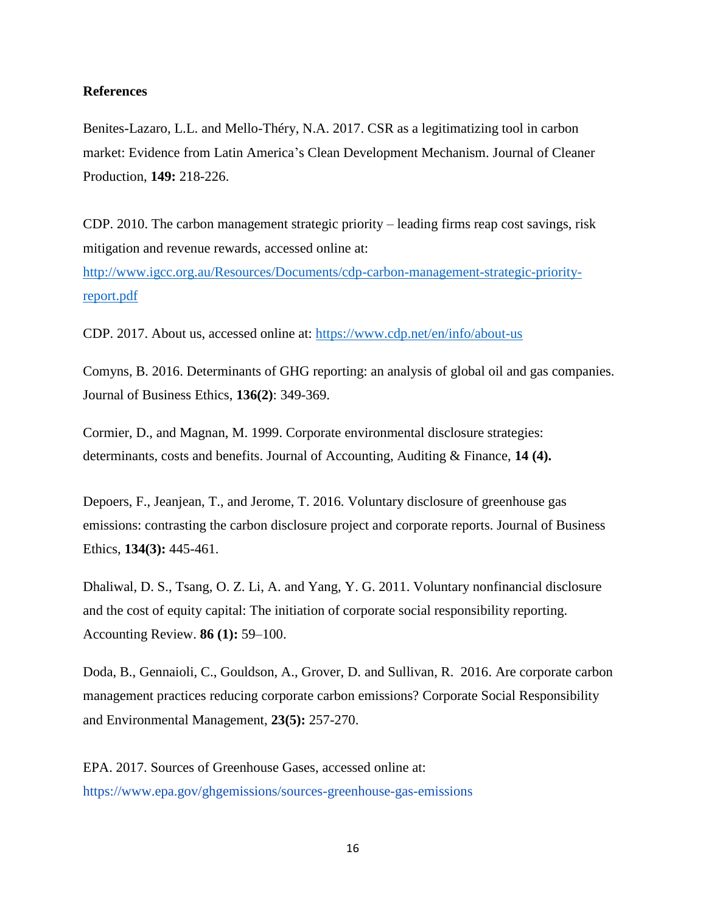**References**

Benites-Lazaro, L.L. and Mello-Théry, N.A. 2017. CSR as a legitimatizing tool in carbon market: Evidence from Latin America's Clean Development Mechanism. Journal of Cleaner Production, **149:** 218-226.

CDP. 2010. The carbon management strategic priority – leading firms reap cost savings, risk mitigation and revenue rewards, accessed online at: http://www.igcc.org.au/Resources/Documents/cdp-carbon-management-strategic-priority-report.pdf

CDP. 2017. About us, accessed online at: https://www.cdp.net/en/info/about-us

Comyns, B. 2016. Determinants of GHG reporting: an analysis of global oil and gas companies. Journal of Business Ethics, **136(2)**: 349-369.

Cormier, D., and Magnan, M. 1999. Corporate environmental disclosure strategies: determinants, costs and benefits. Journal of Accounting, Auditing & Finance, **14 (4).**

Depoers, F., Jeanjean, T., and Jerome, T. 2016. Voluntary disclosure of greenhouse gas emissions: contrasting the carbon disclosure project and corporate reports. Journal of Business Ethics, **134(3):** 445-461.

Dhaliwal, D. S., Tsang, O. Z. Li, A. and Yang, Y. G. 2011. Voluntary nonfinancial disclosure and the cost of equity capital: The initiation of corporate social responsibility reporting. Accounting Review. **86 (1):** 59–100.

Doda, B., Gennaioli, C., Gouldson, A., Grover, D. and Sullivan, R. 2016. Are corporate carbon management practices reducing corporate carbon emissions? Corporate Social Responsibility and Environmental Management, **23(5):** 257-270.

EPA. 2017. Sources of Greenhouse Gases, accessed online at: https://www.epa.gov/ghgemissions/sources-greenhouse-gas-emissions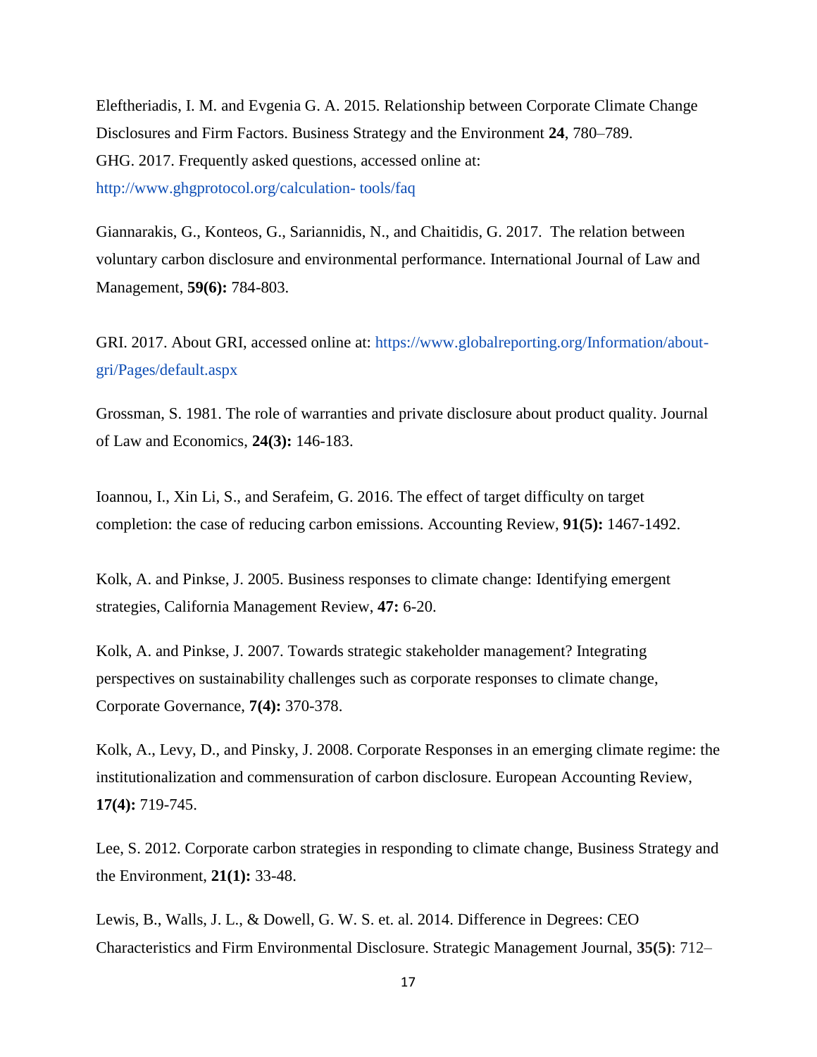Eleftheriadis, I. M. and Evgenia G. A. 2015. Relationship between Corporate Climate Change Disclosures and Firm Factors. Business Strategy and the Environment **24**, 780–789.

GHG. 2017. Frequently asked questions, accessed online at: http://www.ghgprotocol.org/calculation- tools/faq

Giannarakis, G., Konteos, G., Sariannidis, N., and Chaitidis, G. 2017. The relation between voluntary carbon disclosure and environmental performance. International Journal of Law and Management, **59(6):** 784-803.

GRI. 2017. About GRI, accessed online at: https://www.globalreporting.org/Information/about-gri/Pages/default.aspx

Grossman, S. 1981. The role of warranties and private disclosure about product quality. Journal of Law and Economics, **24(3):** 146-183.

Ioannou, I., Xin Li, S., and Serafeim, G. 2016. The effect of target difficulty on target completion: the case of reducing carbon emissions. Accounting Review, **91(5):** 1467-1492.

Kolk, A. and Pinkse, J. 2005. Business responses to climate change: Identifying emergent strategies, California Management Review, **47:** 6-20.

Kolk, A. and Pinkse, J. 2007. Towards strategic stakeholder management? Integrating perspectives on sustainability challenges such as corporate responses to climate change, Corporate Governance, **7(4):** 370-378.

Kolk, A., Levy, D., and Pinsky, J. 2008. Corporate Responses in an emerging climate regime: the institutionalization and commensuration of carbon disclosure. European Accounting Review, **17(4):** 719-745.

Lee, S. 2012. Corporate carbon strategies in responding to climate change, Business Strategy and the Environment, **21(1):** 33-48.

Lewis, B., Walls, J. L., & Dowell, G. W. S. et. al. 2014. Difference in Degrees: CEO Characteristics and Firm Environmental Disclosure. Strategic Management Journal, **35(5)**: 712–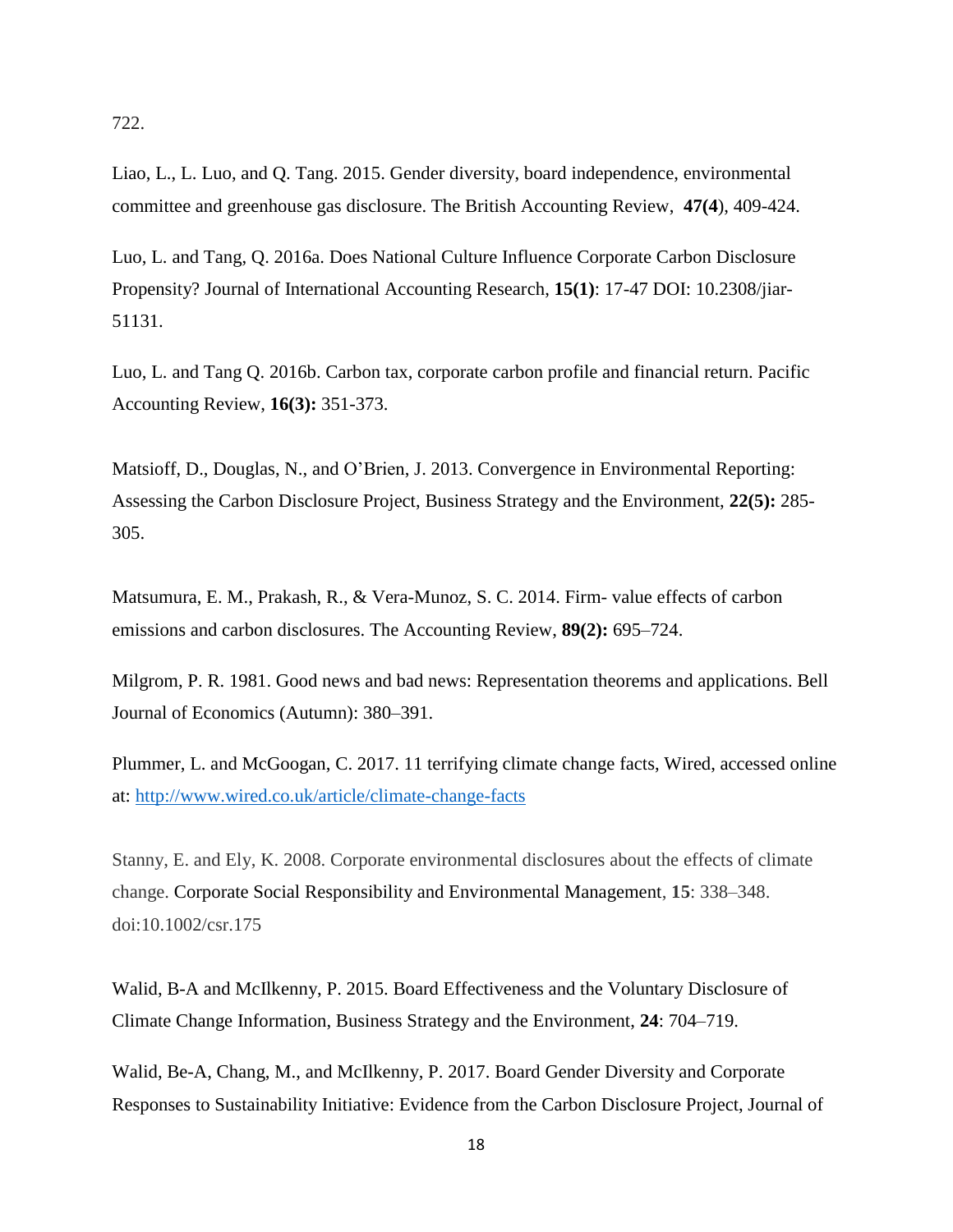722.

Liao, L., L. Luo, and Q. Tang. 2015. Gender diversity, board independence, environmental committee and greenhouse gas disclosure. The British Accounting Review, **47(4**), 409-424.

Luo, L. and Tang, Q. 2016a. Does National Culture Influence Corporate Carbon Disclosure Propensity? Journal of International Accounting Research, **15(1)**: 17-47 DOI: 10.2308/jiar-51131.

Luo, L. and Tang Q. 2016b. Carbon tax, corporate carbon profile and financial return. Pacific Accounting Review, **16(3):** 351-373.

Matsioff, D., Douglas, N., and O'Brien, J. 2013. Convergence in Environmental Reporting: Assessing the Carbon Disclosure Project, Business Strategy and the Environment, **22(5):** 285-305.

Matsumura, E. M., Prakash, R., & Vera-Munoz, S. C. 2014. Firm- value effects of carbon emissions and carbon disclosures. The Accounting Review, **89(2):** 695–724.

Milgrom, P. R. 1981. Good news and bad news: Representation theorems and applications. Bell Journal of Economics (Autumn): 380–391.

Plummer, L. and McGoogan, C. 2017. 11 terrifying climate change facts, Wired, accessed online at: http://www.wired.co.uk/article/climate-change-facts

Stanny, E. and Ely, K. 2008. Corporate environmental disclosures about the effects of climate change. Corporate Social Responsibility and Environmental Management, **15**: 338–348. doi:10.1002/csr.175

Walid, B-A and McIlkenny, P. 2015. Board Effectiveness and the Voluntary Disclosure of Climate Change Information, Business Strategy and the Environment, **24**: 704–719.

Walid, Be-A, Chang, M., and McIlkenny, P. 2017. Board Gender Diversity and Corporate Responses to Sustainability Initiative: Evidence from the Carbon Disclosure Project, Journal of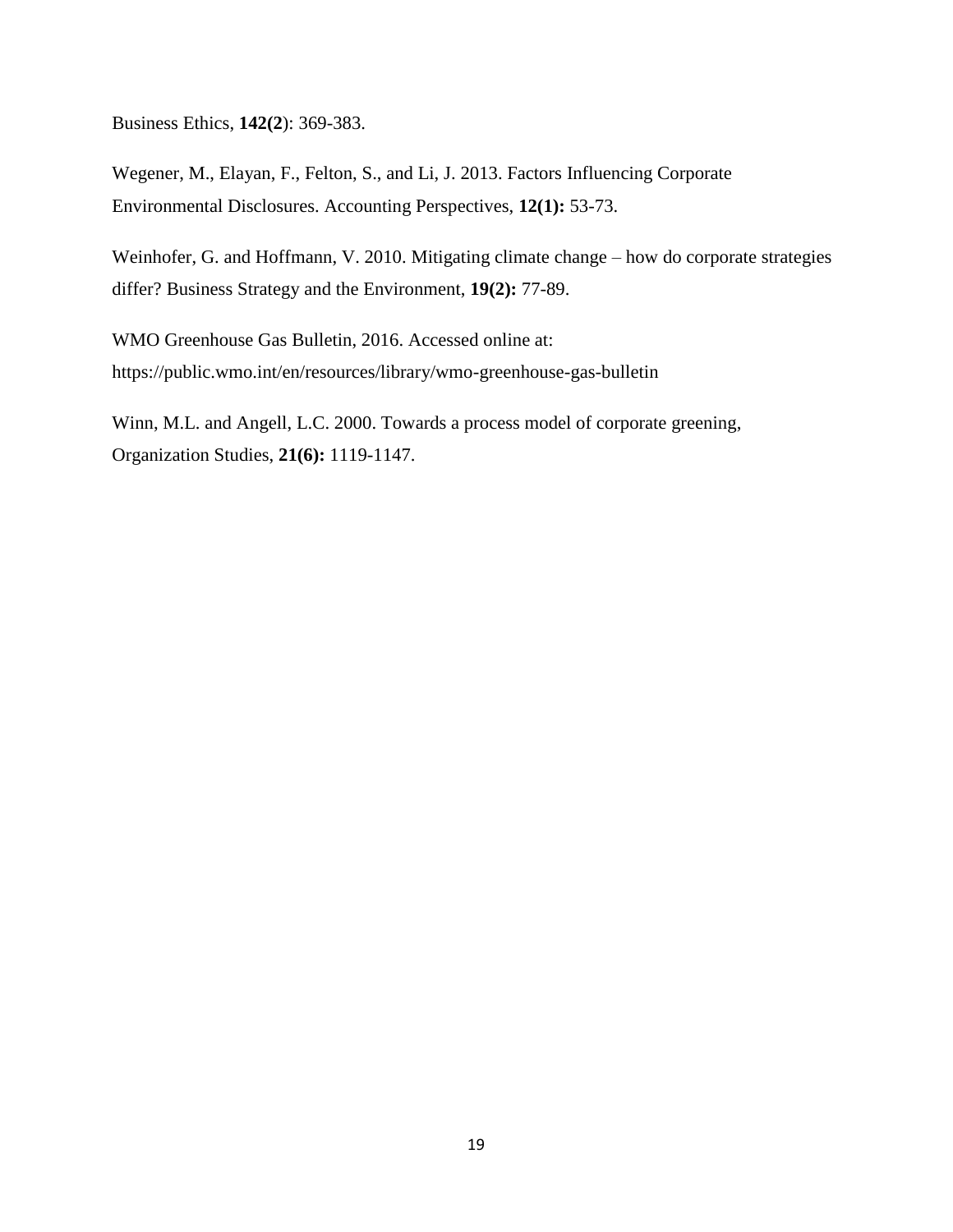Business Ethics, **142(2**): 369-383.

Wegener, M., Elayan, F., Felton, S., and Li, J. 2013. Factors Influencing Corporate Environmental Disclosures. Accounting Perspectives, **12(1):** 53-73.

Weinhofer, G. and Hoffmann, V. 2010. Mitigating climate change – how do corporate strategies differ? Business Strategy and the Environment, **19(2):** 77-89.

WMO Greenhouse Gas Bulletin, 2016. Accessed online at: https://public.wmo.int/en/resources/library/wmo-greenhouse-gas-bulletin

Winn, M.L. and Angell, L.C. 2000. Towards a process model of corporate greening, Organization Studies, **21(6):** 1119-1147.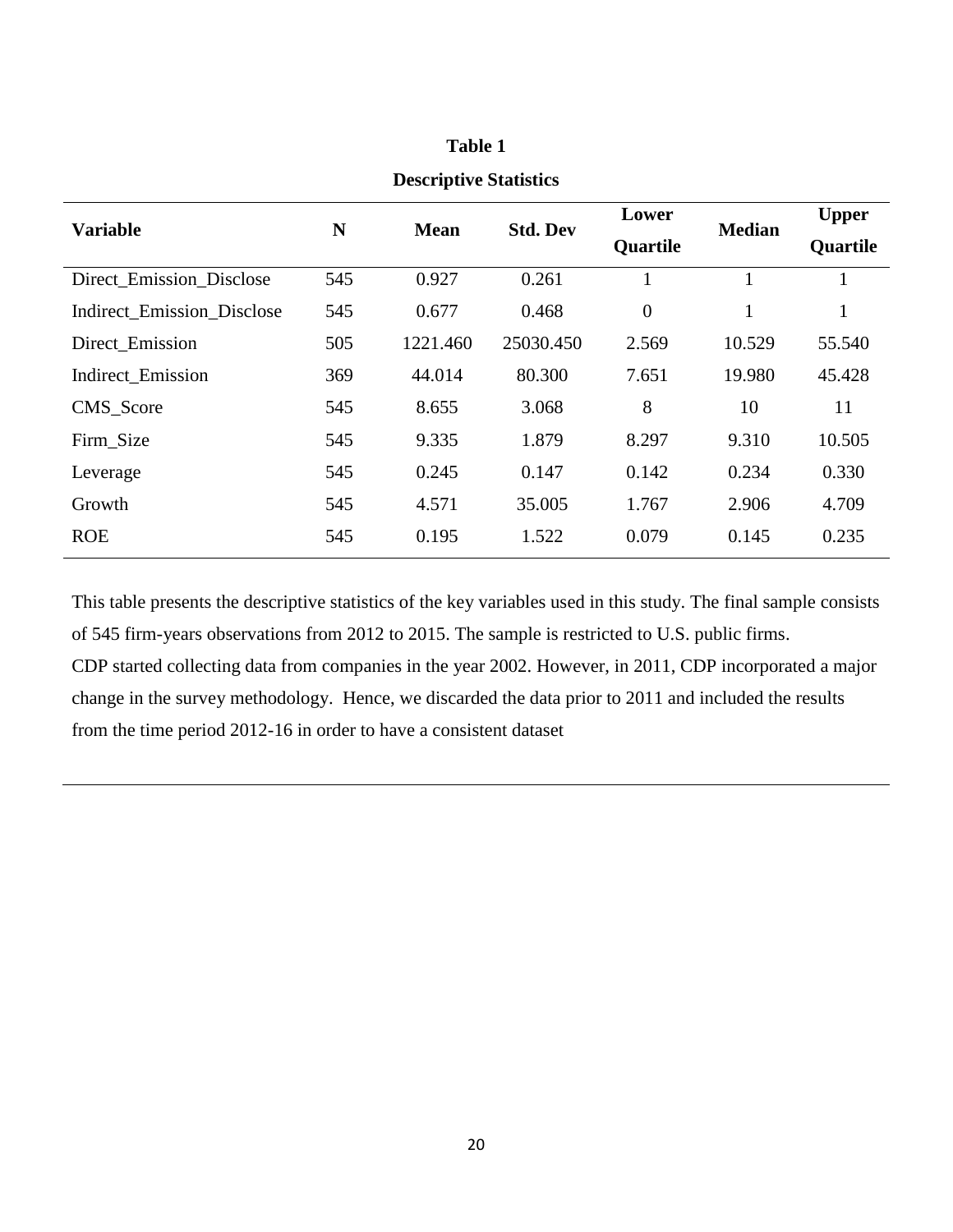**Table 1**

**Descriptive Statistics**

| Variable | N | Mean | Std. Dev | Lower Quartile | Median | Upper Quartile |
|---|---|---|---|---|---|---|
| Direct_Emission_Disclose | 545 | 0.927 | 0.261 | 1 | 1 | 1 |
| Indirect_Emission_Disclose | 545 | 0.677 | 0.468 | 0 | 1 | 1 |
| Direct_Emission | 505 | 1221.460 | 25030.450 | 2.569 | 10.529 | 55.540 |
| Indirect_Emission | 369 | 44.014 | 80.300 | 7.651 | 19.980 | 45.428 |
| CMS_Score | 545 | 8.655 | 3.068 | 8 | 10 | 11 |
| Firm_Size | 545 | 9.335 | 1.879 | 8.297 | 9.310 | 10.505 |
| Leverage | 545 | 0.245 | 0.147 | 0.142 | 0.234 | 0.330 |
| Growth | 545 | 4.571 | 35.005 | 1.767 | 2.906 | 4.709 |
| ROE | 545 | 0.195 | 1.522 | 0.079 | 0.145 | 0.235 |

This table presents the descriptive statistics of the key variables used in this study. The final sample consists of 545 firm-years observations from 2012 to 2015. The sample is restricted to U.S. public firms. CDP started collecting data from companies in the year 2002. However, in 2011, CDP incorporated a major change in the survey methodology. Hence, we discarded the data prior to 2011 and included the results from the time period 2012-16 in order to have a consistent dataset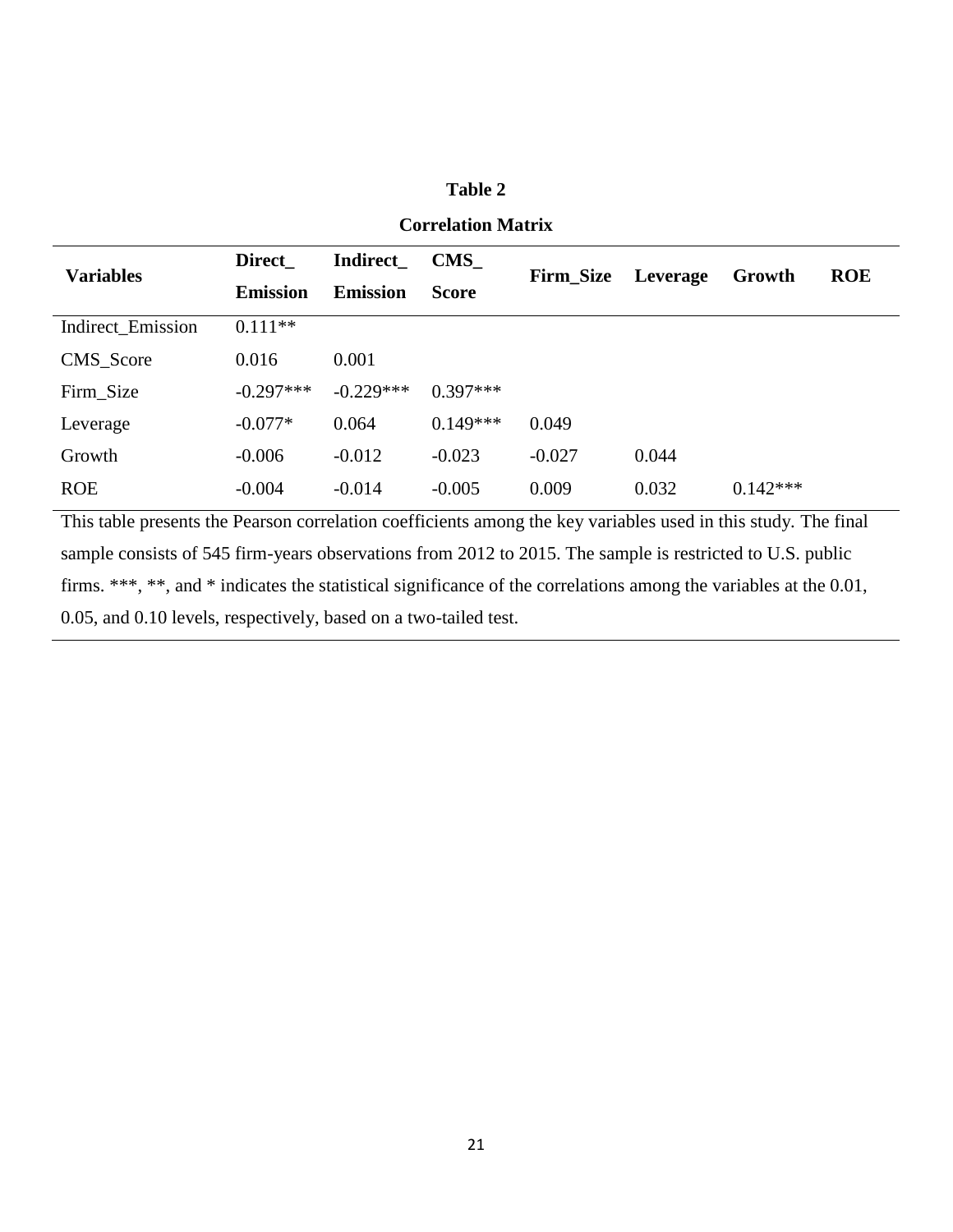**Table 2**

**Correlation Matrix**

| Variables | Direct_ Emission | Indirect_ Emission | CMS_ Score | Firm_Size | Leverage | Growth | ROE |
|---|---|---|---|---|---|---|---|
| Indirect_Emission | 0.111** | | | | | | |
| CMS_Score | 0.016 | 0.001 | | | | | |
| Firm_Size | -0.297*** | -0.229*** | 0.397*** | | | | |
| Leverage | -0.077* | 0.064 | 0.149*** | 0.049 | | | |
| Growth | -0.006 | -0.012 | -0.023 | -0.027 | 0.044 | | |
| ROE | -0.004 | -0.014 | -0.005 | 0.009 | 0.032 | 0.142*** | |

This table presents the Pearson correlation coefficients among the key variables used in this study. The final sample consists of 545 firm-years observations from 2012 to 2015. The sample is restricted to U.S. public firms. ***, **, and * indicates the statistical significance of the correlations among the variables at the 0.01, 0.05, and 0.10 levels, respectively, based on a two-tailed test.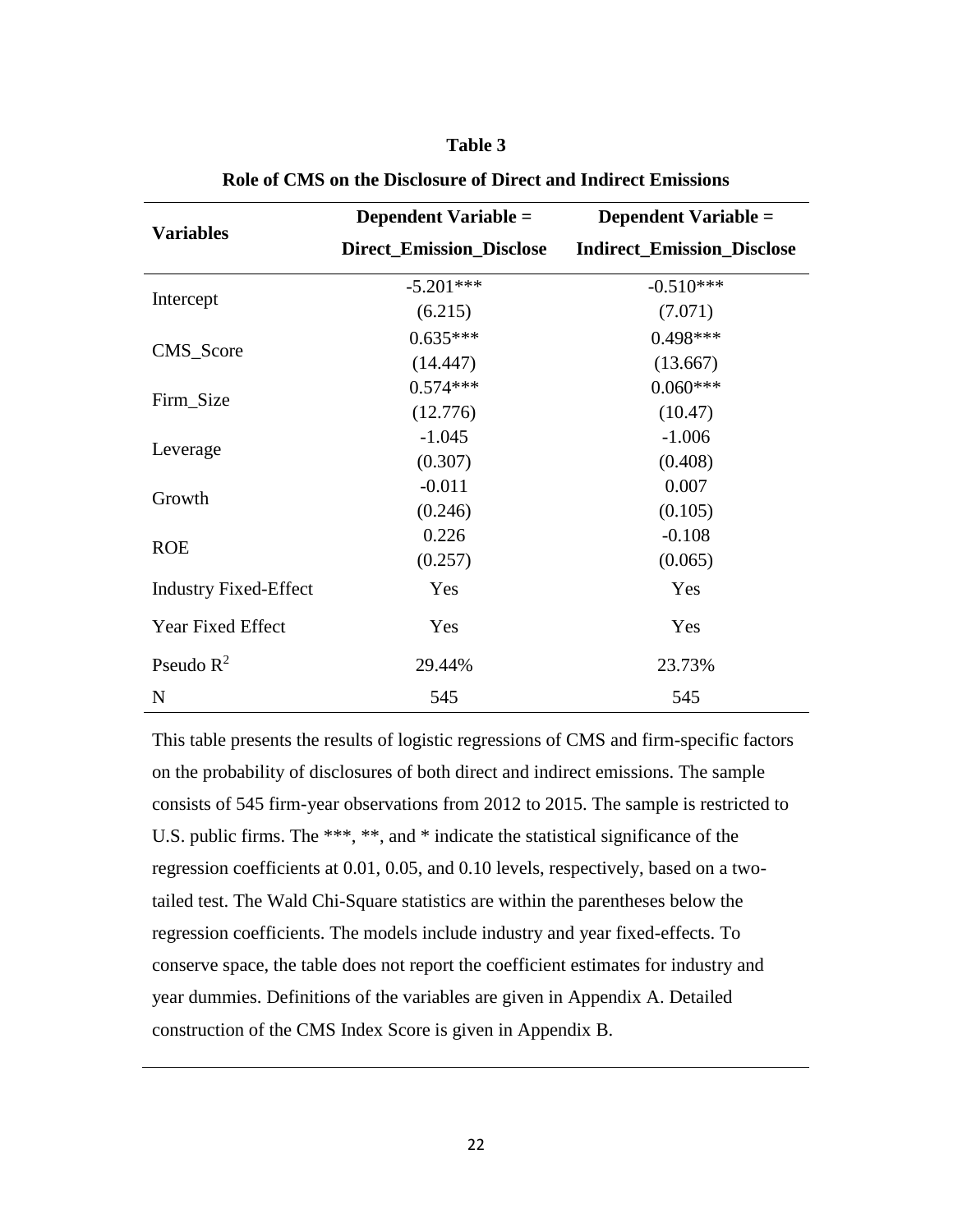**Table 3**

**Role of CMS on the Disclosure of Direct and Indirect Emissions**

| **Variables** | **Dependent Variable = Direct_Emission_Disclose** | **Dependent Variable = Indirect_Emission_Disclose** |
|---|---|---|
| Intercept | -5.201*** | -0.510*** |
| | (6.215) | (7.071) |
| CMS_Score | 0.635*** | 0.498*** |
| | (14.447) | (13.667) |
| Firm_Size | 0.574*** | 0.060*** |
| | (12.776) | (10.47) |
| Leverage | -1.045 | -1.006 |
| | (0.307) | (0.408) |
| Growth | -0.011 | 0.007 |
| | (0.246) | (0.105) |
| ROE | 0.226 | -0.108 |
| | (0.257) | (0.065) |
| Industry Fixed-Effect | Yes | Yes |
| Year Fixed Effect | Yes | Yes |
| Pseudo $R^2$ | 29.44% | 23.73% |
| N | 545 | 545 |

This table presents the results of logistic regressions of CMS and firm-specific factors on the probability of disclosures of both direct and indirect emissions. The sample consists of 545 firm-year observations from 2012 to 2015. The sample is restricted to U.S. public firms. The ***, **, and * indicate the statistical significance of the regression coefficients at 0.01, 0.05, and 0.10 levels, respectively, based on a two-tailed test. The Wald Chi-Square statistics are within the parentheses below the regression coefficients. The models include industry and year fixed-effects. To conserve space, the table does not report the coefficient estimates for industry and year dummies. Definitions of the variables are given in Appendix A. Detailed construction of the CMS Index Score is given in Appendix B.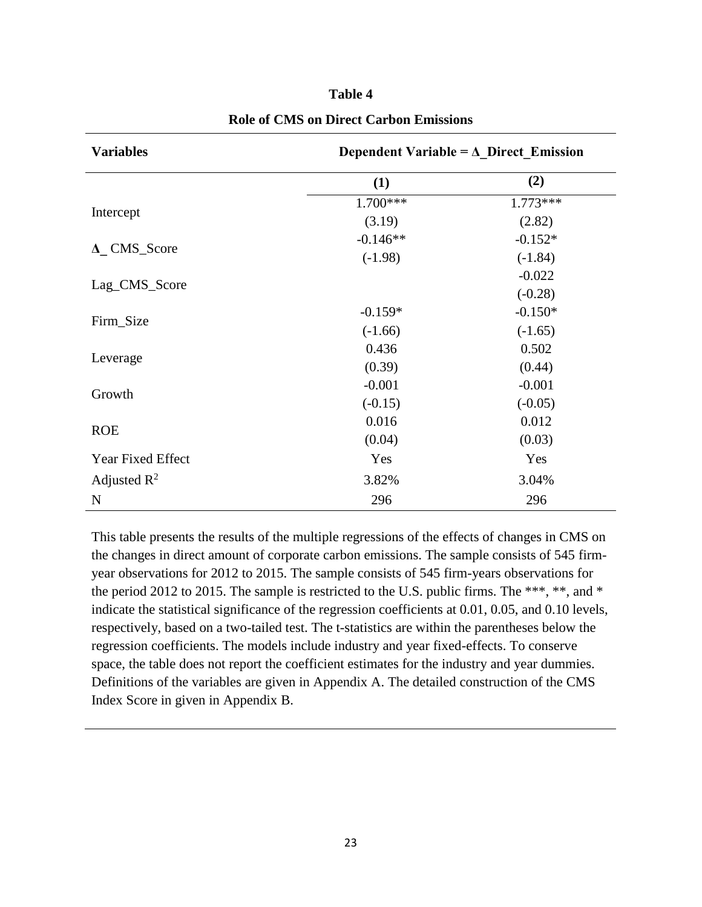**Table 4**

**Role of CMS on Direct Carbon Emissions**

| **Variables** | **Dependent Variable = Δ_Direct_Emission** | |
|---|---|---|
| | **(1)** | **(2)** |
| Intercept | 1.700*** | 1.773*** |
| | (3.19) | (2.82) |
| Δ_ CMS_Score | -0.146** | -0.152* |
| | (-1.98) | (-1.84) |
| Lag_CMS_Score | | -0.022 |
| | | (-0.28) |
| Firm_Size | -0.159* | -0.150* |
| | (-1.66) | (-1.65) |
| Leverage | 0.436 | 0.502 |
| | (0.39) | (0.44) |
| Growth | -0.001 | -0.001 |
| | (-0.15) | (-0.05) |
| ROE | 0.016 | 0.012 |
| | (0.04) | (0.03) |
| Year Fixed Effect | Yes | Yes |
| Adjusted $R^2$ | 3.82% | 3.04% |
| N | 296 | 296 |

This table presents the results of the multiple regressions of the effects of changes in CMS on the changes in direct amount of corporate carbon emissions. The sample consists of 545 firm-year observations for 2012 to 2015. The sample consists of 545 firm-years observations for the period 2012 to 2015. The sample is restricted to the U.S. public firms. The ***, **, and * indicate the statistical significance of the regression coefficients at 0.01, 0.05, and 0.10 levels, respectively, based on a two-tailed test. The t-statistics are within the parentheses below the regression coefficients. The models include industry and year fixed-effects. To conserve space, the table does not report the coefficient estimates for the industry and year dummies. Definitions of the variables are given in Appendix A. The detailed construction of the CMS Index Score in given in Appendix B.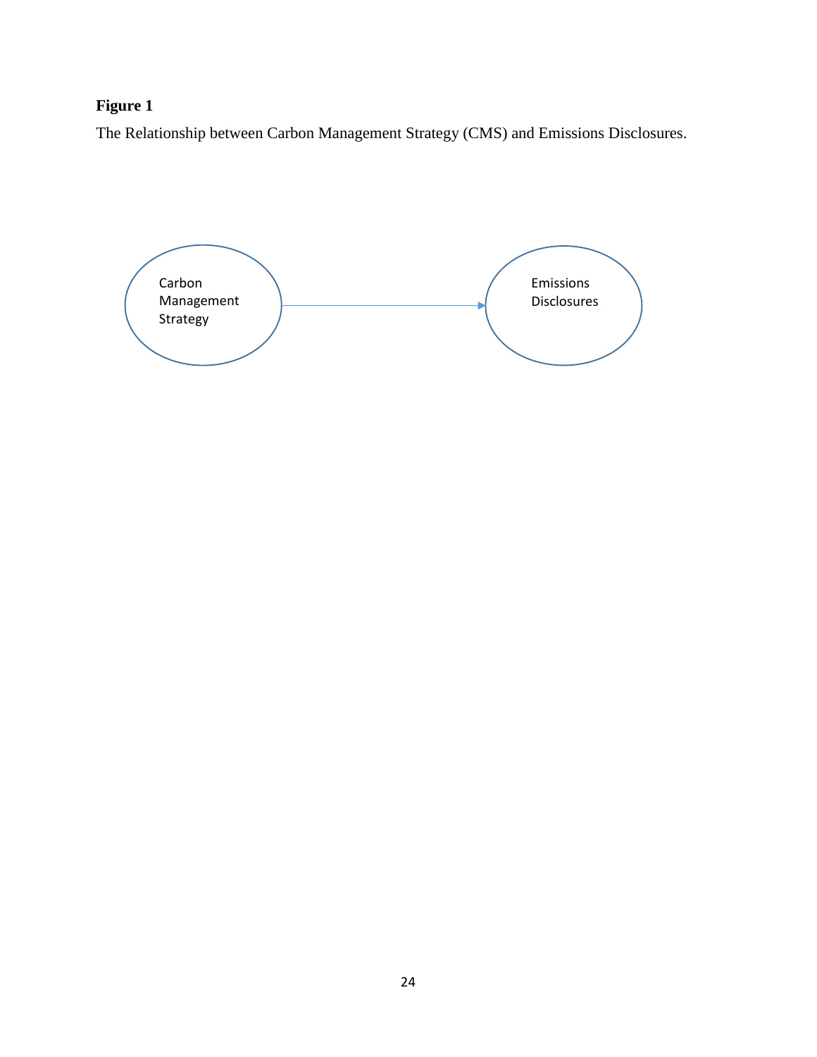**Figure 1**

The Relationship between Carbon Management Strategy (CMS) and Emissions Disclosures.

Carbon Management Strategy → Emissions Disclosures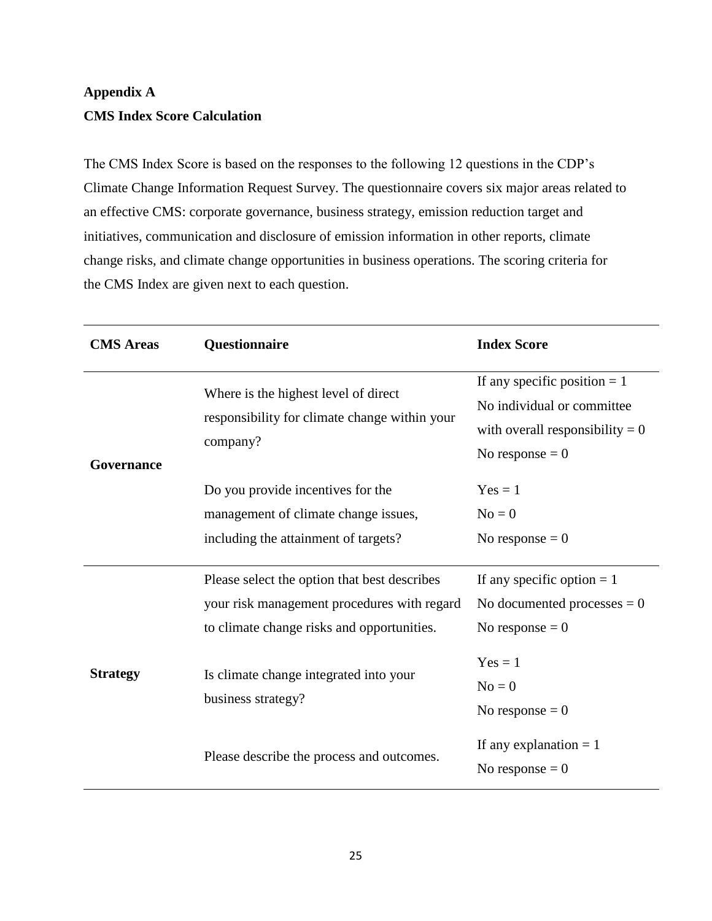**Appendix A**

**CMS Index Score Calculation**

The CMS Index Score is based on the responses to the following 12 questions in the CDP's Climate Change Information Request Survey. The questionnaire covers six major areas related to an effective CMS: corporate governance, business strategy, emission reduction target and initiatives, communication and disclosure of emission information in other reports, climate change risks, and climate change opportunities in business operations. The scoring criteria for the CMS Index are given next to each question.

| CMS Areas | Questionnaire | Index Score |
|---|---|---|
| **Governance** | Where is the highest level of direct responsibility for climate change within your company? | If any specific position = 1<br>No individual or committee with overall responsibility = 0<br>No response = 0 |
| | Do you provide incentives for the management of climate change issues, including the attainment of targets? | Yes = 1<br>No = 0<br>No response = 0 |
| **Strategy** | Please select the option that best describes your risk management procedures with regard to climate change risks and opportunities. | If any specific option = 1<br>No documented processes = 0<br>No response = 0 |
| | Is climate change integrated into your business strategy? | Yes = 1<br>No = 0<br>No response = 0 |
| | Please describe the process and outcomes. | If any explanation = 1<br>No response = 0 |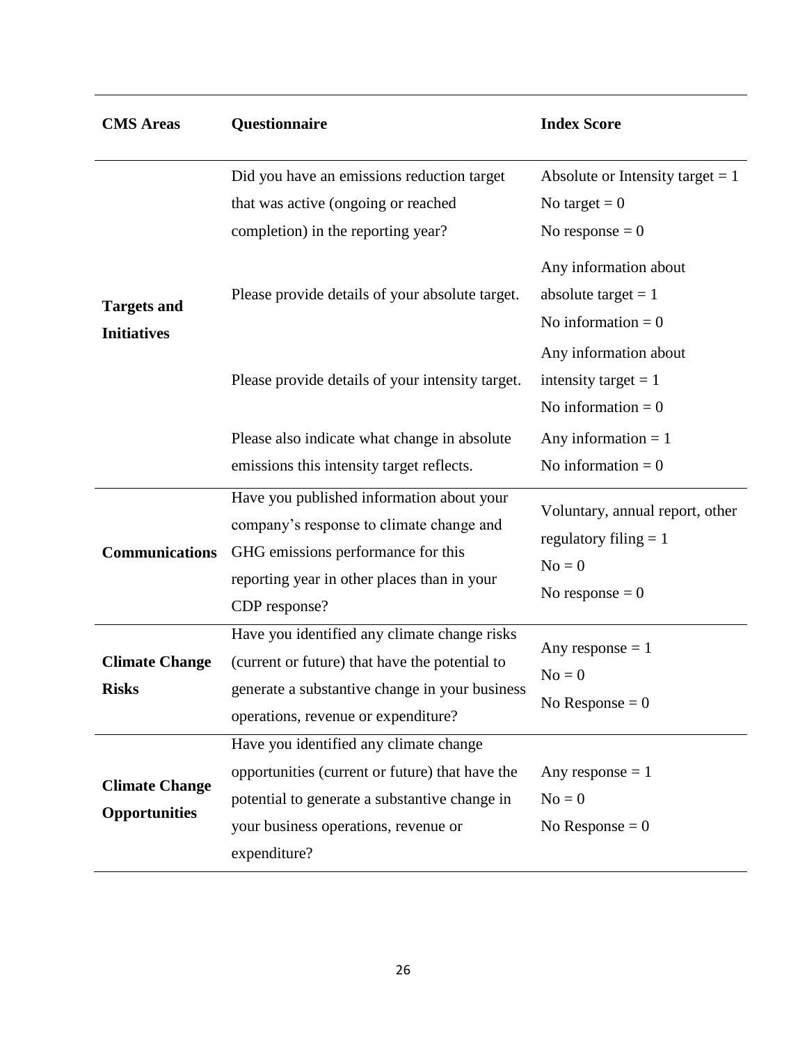| CMS Areas | Questionnaire | Index Score |
|---|---|---|
| Targets and Initiatives | Did you have an emissions reduction target that was active (ongoing or reached completion) in the reporting year? | Absolute or Intensity target = 1<br>No target = 0<br>No response = 0 |
| | Please provide details of your absolute target. | Any information about absolute target = 1<br>No information = 0 |
| | Please provide details of your intensity target. | Any information about intensity target = 1<br>No information = 0 |
| | Please also indicate what change in absolute emissions this intensity target reflects. | Any information = 1<br>No information = 0 |
| Communications | Have you published information about your company's response to climate change and GHG emissions performance for this reporting year in other places than in your CDP response? | Voluntary, annual report, other regulatory filing = 1<br>No = 0<br>No response = 0 |
| Climate Change Risks | Have you identified any climate change risks (current or future) that have the potential to generate a substantive change in your business operations, revenue or expenditure? | Any response = 1<br>No = 0<br>No Response = 0 |
| Climate Change Opportunities | Have you identified any climate change opportunities (current or future) that have the potential to generate a substantive change in your business operations, revenue or expenditure? | Any response = 1<br>No = 0<br>No Response = 0 |